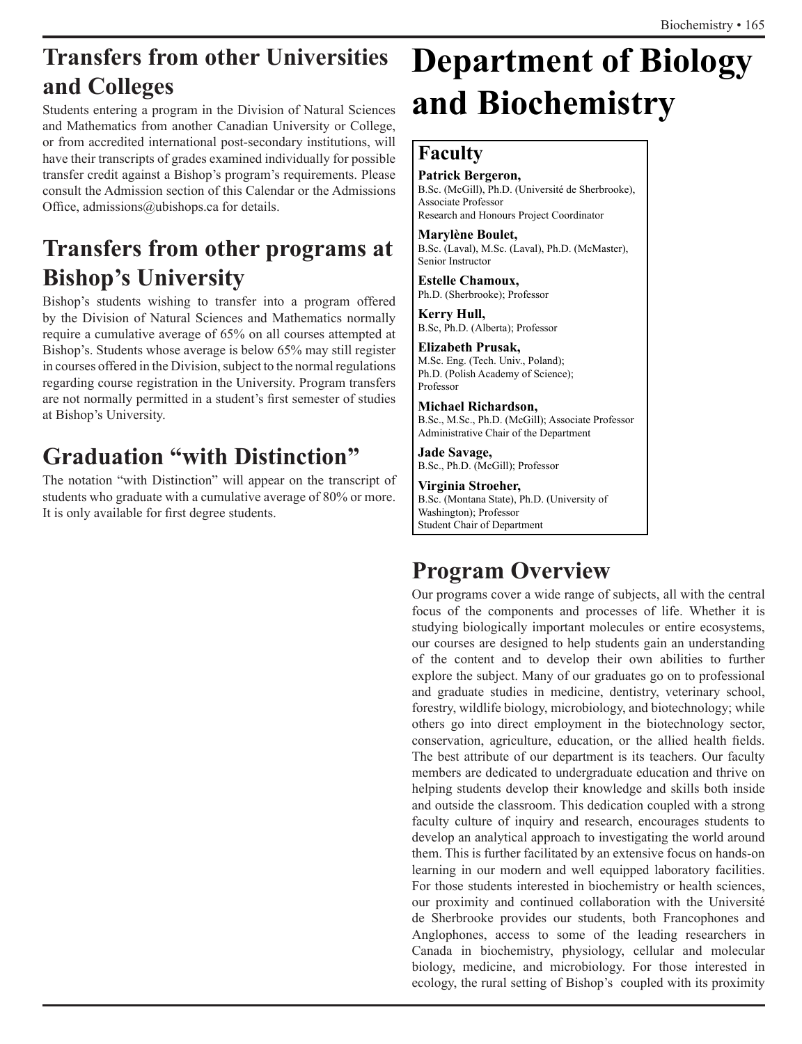## Transfers from other Universities and Colleges

Students entering a program in the Division of Natural Sciences and Mathematics from another Canadian University or College, or from accredited international post-secondary institutions, will have their transcripts of grades examined individually for possible transfer credit against a Bishop's program's requirements. Please consult the Admission section of this Calendar or the Admissions Office, admissions@ubishops.ca for details.

## Transfers from other programs at Bishop's University

Bishop's students wishing to transfer into a program offered by the Division of Natural Sciences and Mathematics normally require a cumulative average of 65% on all courses attempted at Bishop's. Students whose average is below 65% may still register in courses offered in the Division, subject to the normal regulations regarding course registration in the University. Program transfers are not normally permitted in a student's first semester of studies at Bishop's University.

## Graduation "with Distinction"

The notation "with Distinction" will appear on the transcript of students who graduate with a cumulative average of 80% or more. It is only available for first degree students.

# Department of Biology and Biochemistry

## Faculty

**Patrick Bergeron,**
B.Sc. (McGill), Ph.D. (Université de Sherbrooke), Associate Professor
Research and Honours Project Coordinator

**Marylène Boulet,**
B.Sc. (Laval), M.Sc. (Laval), Ph.D. (McMaster), Senior Instructor

**Estelle Chamoux,**
Ph.D. (Sherbrooke); Professor

**Kerry Hull,**
B.Sc, Ph.D. (Alberta); Professor

**Elizabeth Prusak,**
M.Sc. Eng. (Tech. Univ., Poland);
Ph.D. (Polish Academy of Science);
Professor

**Michael Richardson,**
B.Sc., M.Sc., Ph.D. (McGill); Associate Professor
Administrative Chair of the Department

**Jade Savage,**
B.Sc., Ph.D. (McGill); Professor

**Virginia Stroeher,**
B.Sc. (Montana State), Ph.D. (University of Washington); Professor
Student Chair of Department

## Program Overview

Our programs cover a wide range of subjects, all with the central focus of the components and processes of life. Whether it is studying biologically important molecules or entire ecosystems, our courses are designed to help students gain an understanding of the content and to develop their own abilities to further explore the subject. Many of our graduates go on to professional and graduate studies in medicine, dentistry, veterinary school, forestry, wildlife biology, microbiology, and biotechnology; while others go into direct employment in the biotechnology sector, conservation, agriculture, education, or the allied health fields. The best attribute of our department is its teachers. Our faculty members are dedicated to undergraduate education and thrive on helping students develop their knowledge and skills both inside and outside the classroom. This dedication coupled with a strong faculty culture of inquiry and research, encourages students to develop an analytical approach to investigating the world around them. This is further facilitated by an extensive focus on hands-on learning in our modern and well equipped laboratory facilities. For those students interested in biochemistry or health sciences, our proximity and continued collaboration with the Université de Sherbrooke provides our students, both Francophones and Anglophones, access to some of the leading researchers in Canada in biochemistry, physiology, cellular and molecular biology, medicine, and microbiology. For those interested in ecology, the rural setting of Bishop's coupled with its proximity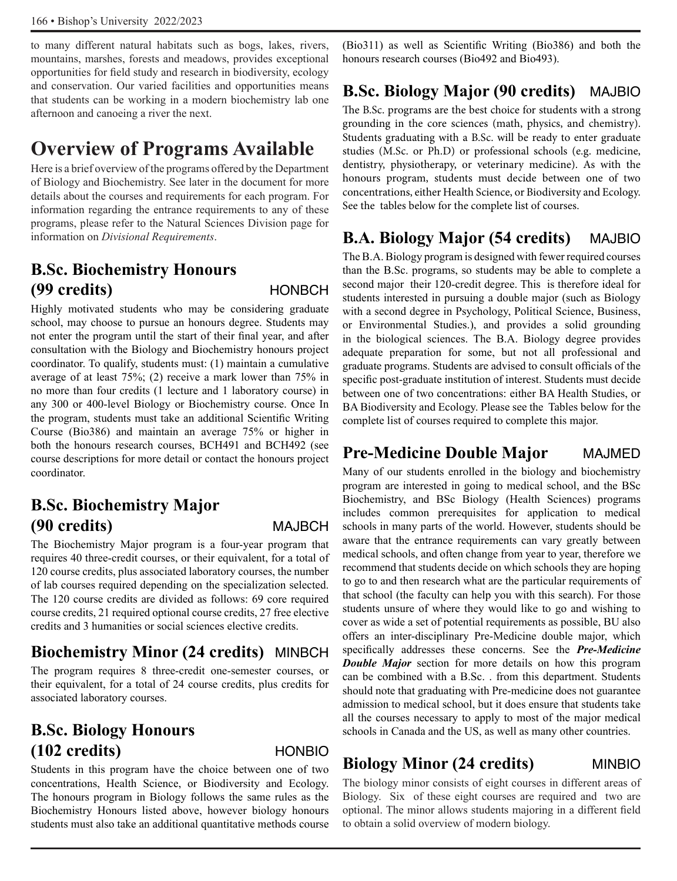to many different natural habitats such as bogs, lakes, rivers, mountains, marshes, forests and meadows, provides exceptional opportunities for field study and research in biodiversity, ecology and conservation. Our varied facilities and opportunities means that students can be working in a modern biochemistry lab one afternoon and canoeing a river the next.

# Overview of Programs Available

Here is a brief overview of the programs offered by the Department of Biology and Biochemistry. See later in the document for more details about the courses and requirements for each program. For information regarding the entrance requirements to any of these programs, please refer to the Natural Sciences Division page for information on *Divisional Requirements*.

## B.Sc. Biochemistry Honours (99 credits) HONBCH

Highly motivated students who may be considering graduate school, may choose to pursue an honours degree. Students may not enter the program until the start of their final year, and after consultation with the Biology and Biochemistry honours project coordinator. To qualify, students must: (1) maintain a cumulative average of at least 75%; (2) receive a mark lower than 75% in no more than four credits (1 lecture and 1 laboratory course) in any 300 or 400-level Biology or Biochemistry course. Once In the program, students must take an additional Scientific Writing Course (Bio386) and maintain an average 75% or higher in both the honours research courses, BCH491 and BCH492 (see course descriptions for more detail or contact the honours project coordinator.

## B.Sc. Biochemistry Major (90 credits) MAJBCH

The Biochemistry Major program is a four-year program that requires 40 three-credit courses, or their equivalent, for a total of 120 course credits, plus associated laboratory courses, the number of lab courses required depending on the specialization selected. The 120 course credits are divided as follows: 69 core required course credits, 21 required optional course credits, 27 free elective credits and 3 humanities or social sciences elective credits.

## Biochemistry Minor (24 credits) MINBCH

The program requires 8 three-credit one-semester courses, or their equivalent, for a total of 24 course credits, plus credits for associated laboratory courses.

## B.Sc. Biology Honours (102 credits) HONBIO

Students in this program have the choice between one of two concentrations, Health Science, or Biodiversity and Ecology. The honours program in Biology follows the same rules as the Biochemistry Honours listed above, however biology honours students must also take an additional quantitative methods course (Bio311) as well as Scientific Writing (Bio386) and both the honours research courses (Bio492 and Bio493).

## B.Sc. Biology Major (90 credits) MAJBIO

The B.Sc. programs are the best choice for students with a strong grounding in the core sciences (math, physics, and chemistry). Students graduating with a B.Sc. will be ready to enter graduate studies (M.Sc. or Ph.D) or professional schools (e.g. medicine, dentistry, physiotherapy, or veterinary medicine). As with the honours program, students must decide between one of two concentrations, either Health Science, or Biodiversity and Ecology. See the tables below for the complete list of courses.

## B.A. Biology Major (54 credits) MAJBIO

The B.A. Biology program is designed with fewer required courses than the B.Sc. programs, so students may be able to complete a second major their 120-credit degree. This is therefore ideal for students interested in pursuing a double major (such as Biology with a second degree in Psychology, Political Science, Business, or Environmental Studies.), and provides a solid grounding in the biological sciences. The B.A. Biology degree provides adequate preparation for some, but not all professional and graduate programs. Students are advised to consult officials of the specific post-graduate institution of interest. Students must decide between one of two concentrations: either BA Health Studies, or BA Biodiversity and Ecology. Please see the Tables below for the complete list of courses required to complete this major.

## Pre-Medicine Double Major MAJMED

Many of our students enrolled in the biology and biochemistry program are interested in going to medical school, and the BSc Biochemistry, and BSc Biology (Health Sciences) programs includes common prerequisites for application to medical schools in many parts of the world. However, students should be aware that the entrance requirements can vary greatly between medical schools, and often change from year to year, therefore we recommend that students decide on which schools they are hoping to go to and then research what are the particular requirements of that school (the faculty can help you with this search). For those students unsure of where they would like to go and wishing to cover as wide a set of potential requirements as possible, BU also offers an inter-disciplinary Pre-Medicine double major, which specifically addresses these concerns. See the ***Pre-Medicine Double Major*** section for more details on how this program can be combined with a B.Sc. . from this department. Students should note that graduating with Pre-medicine does not guarantee admission to medical school, but it does ensure that students take all the courses necessary to apply to most of the major medical schools in Canada and the US, as well as many other countries.

## Biology Minor (24 credits) MINBIO

The biology minor consists of eight courses in different areas of Biology. Six of these eight courses are required and two are optional. The minor allows students majoring in a different field to obtain a solid overview of modern biology.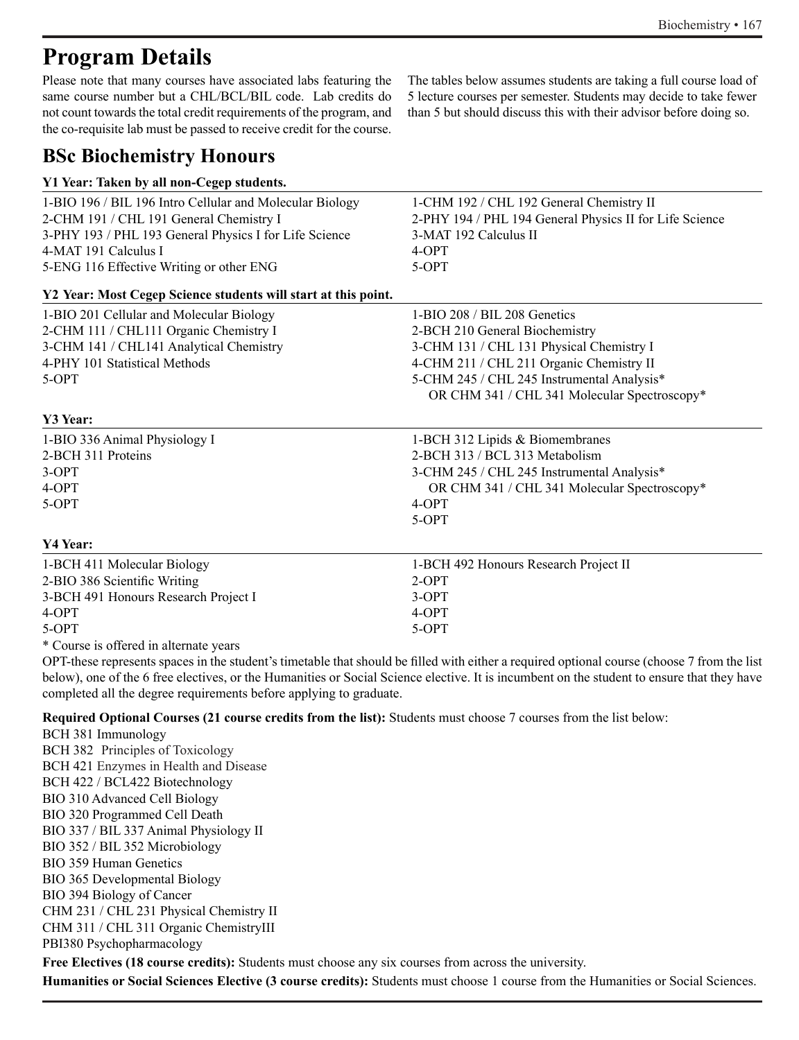# Program Details

Please note that many courses have associated labs featuring the same course number but a CHL/BCL/BIL code. Lab credits do not count towards the total credit requirements of the program, and the co-requisite lab must be passed to receive credit for the course.

The tables below assumes students are taking a full course load of 5 lecture courses per semester. Students may decide to take fewer than 5 but should discuss this with their advisor before doing so.

## BSc Biochemistry Honours

**Y1 Year: Taken by all non-Cegep students.**

| | |
|---|---|
| 1-BIO 196 / BIL 196 Intro Cellular and Molecular Biology | 1-CHM 192 / CHL 192 General Chemistry II |
| 2-CHM 191 / CHL 191 General Chemistry I | 2-PHY 194 / PHL 194 General Physics II for Life Science |
| 3-PHY 193 / PHL 193 General Physics I for Life Science | 3-MAT 192 Calculus II |
| 4-MAT 191 Calculus I | 4-OPT |
| 5-ENG 116 Effective Writing or other ENG | 5-OPT |

**Y2 Year: Most Cegep Science students will start at this point.**

| | |
|---|---|
| 1-BIO 201 Cellular and Molecular Biology | 1-BIO 208 / BIL 208 Genetics |
| 2-CHM 111 / CHL111 Organic Chemistry I | 2-BCH 210 General Biochemistry |
| 3-CHM 141 / CHL141 Analytical Chemistry | 3-CHM 131 / CHL 131 Physical Chemistry I |
| 4-PHY 101 Statistical Methods | 4-CHM 211 / CHL 211 Organic Chemistry II |
| 5-OPT | 5-CHM 245 / CHL 245 Instrumental Analysis* OR CHM 341 / CHL 341 Molecular Spectroscopy* |

**Y3 Year:**

| | |
|---|---|
| 1-BIO 336 Animal Physiology I | 1-BCH 312 Lipids & Biomembranes |
| 2-BCH 311 Proteins | 2-BCH 313 / BCL 313 Metabolism |
| 3-OPT | 3-CHM 245 / CHL 245 Instrumental Analysis* OR CHM 341 / CHL 341 Molecular Spectroscopy* |
| 4-OPT | 4-OPT |
| 5-OPT | 5-OPT |

**Y4 Year:**

| | |
|---|---|
| 1-BCH 411 Molecular Biology | 1-BCH 492 Honours Research Project II |
| 2-BIO 386 Scientific Writing | 2-OPT |
| 3-BCH 491 Honours Research Project I | 3-OPT |
| 4-OPT | 4-OPT |
| 5-OPT | 5-OPT |

* Course is offered in alternate years

OPT-these represents spaces in the student's timetable that should be filled with either a required optional course (choose 7 from the list below), one of the 6 free electives, or the Humanities or Social Science elective. It is incumbent on the student to ensure that they have completed all the degree requirements before applying to graduate.

**Required Optional Courses (21 course credits from the list):** Students must choose 7 courses from the list below:

BCH 381 Immunology
BCH 382 Principles of Toxicology
BCH 421 Enzymes in Health and Disease
BCH 422 / BCL422 Biotechnology
BIO 310 Advanced Cell Biology
BIO 320 Programmed Cell Death
BIO 337 / BIL 337 Animal Physiology II
BIO 352 / BIL 352 Microbiology
BIO 359 Human Genetics
BIO 365 Developmental Biology
BIO 394 Biology of Cancer
CHM 231 / CHL 231 Physical Chemistry II
CHM 311 / CHL 311 Organic ChemistryIII
PBI380 Psychopharmacology

**Free Electives (18 course credits):** Students must choose any six courses from across the university.

**Humanities or Social Sciences Elective (3 course credits):** Students must choose 1 course from the Humanities or Social Sciences.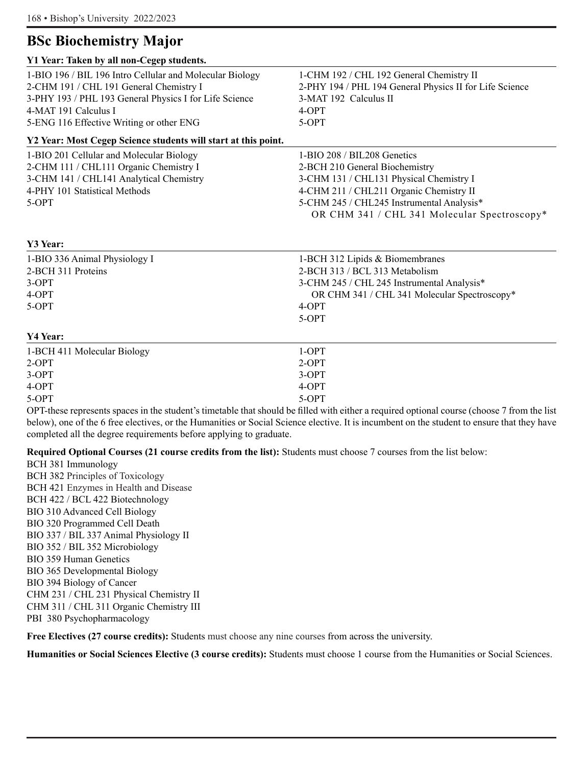## BSc Biochemistry Major

**Y1 Year: Taken by all non-Cegep students.**

| | |
|---|---|
| 1-BIO 196 / BIL 196 Intro Cellular and Molecular Biology | 1-CHM 192 / CHL 192 General Chemistry II |
| 2-CHM 191 / CHL 191 General Chemistry I | 2-PHY 194 / PHL 194 General Physics II for Life Science |
| 3-PHY 193 / PHL 193 General Physics I for Life Science | 3-MAT 192 Calculus II |
| 4-MAT 191 Calculus I | 4-OPT |
| 5-ENG 116 Effective Writing or other ENG | 5-OPT |

**Y2 Year: Most Cegep Science students will start at this point.**

| | |
|---|---|
| 1-BIO 201 Cellular and Molecular Biology | 1-BIO 208 / BIL208 Genetics |
| 2-CHM 111 / CHL111 Organic Chemistry I | 2-BCH 210 General Biochemistry |
| 3-CHM 141 / CHL141 Analytical Chemistry | 3-CHM 131 / CHL131 Physical Chemistry I |
| 4-PHY 101 Statistical Methods | 4-CHM 211 / CHL211 Organic Chemistry II |
| 5-OPT | 5-CHM 245 / CHL245 Instrumental Analysis* OR CHM 341 / CHL 341 Molecular Spectroscopy* |

**Y3 Year:**

| | |
|---|---|
| 1-BIO 336 Animal Physiology I | 1-BCH 312 Lipids & Biomembranes |
| 2-BCH 311 Proteins | 2-BCH 313 / BCL 313 Metabolism |
| 3-OPT | 3-CHM 245 / CHL 245 Instrumental Analysis* OR CHM 341 / CHL 341 Molecular Spectroscopy* |
| 4-OPT | 4-OPT |
| 5-OPT | 5-OPT |

**Y4 Year:**

| | |
|---|---|
| 1-BCH 411 Molecular Biology | 1-OPT |
| 2-OPT | 2-OPT |
| 3-OPT | 3-OPT |
| 4-OPT | 4-OPT |
| 5-OPT | 5-OPT |

OPT-these represents spaces in the student's timetable that should be filled with either a required optional course (choose 7 from the list below), one of the 6 free electives, or the Humanities or Social Science elective. It is incumbent on the student to ensure that they have completed all the degree requirements before applying to graduate.

**Required Optional Courses (21 course credits from the list):** Students must choose 7 courses from the list below:

BCH 381 Immunology
BCH 382 Principles of Toxicology
BCH 421 Enzymes in Health and Disease
BCH 422 / BCL 422 Biotechnology
BIO 310 Advanced Cell Biology
BIO 320 Programmed Cell Death
BIO 337 / BIL 337 Animal Physiology II
BIO 352 / BIL 352 Microbiology
BIO 359 Human Genetics
BIO 365 Developmental Biology
BIO 394 Biology of Cancer
CHM 231 / CHL 231 Physical Chemistry II
CHM 311 / CHL 311 Organic Chemistry III
PBI 380 Psychopharmacology

**Free Electives (27 course credits):** Students must choose any nine courses from across the university.

**Humanities or Social Sciences Elective (3 course credits):** Students must choose 1 course from the Humanities or Social Sciences.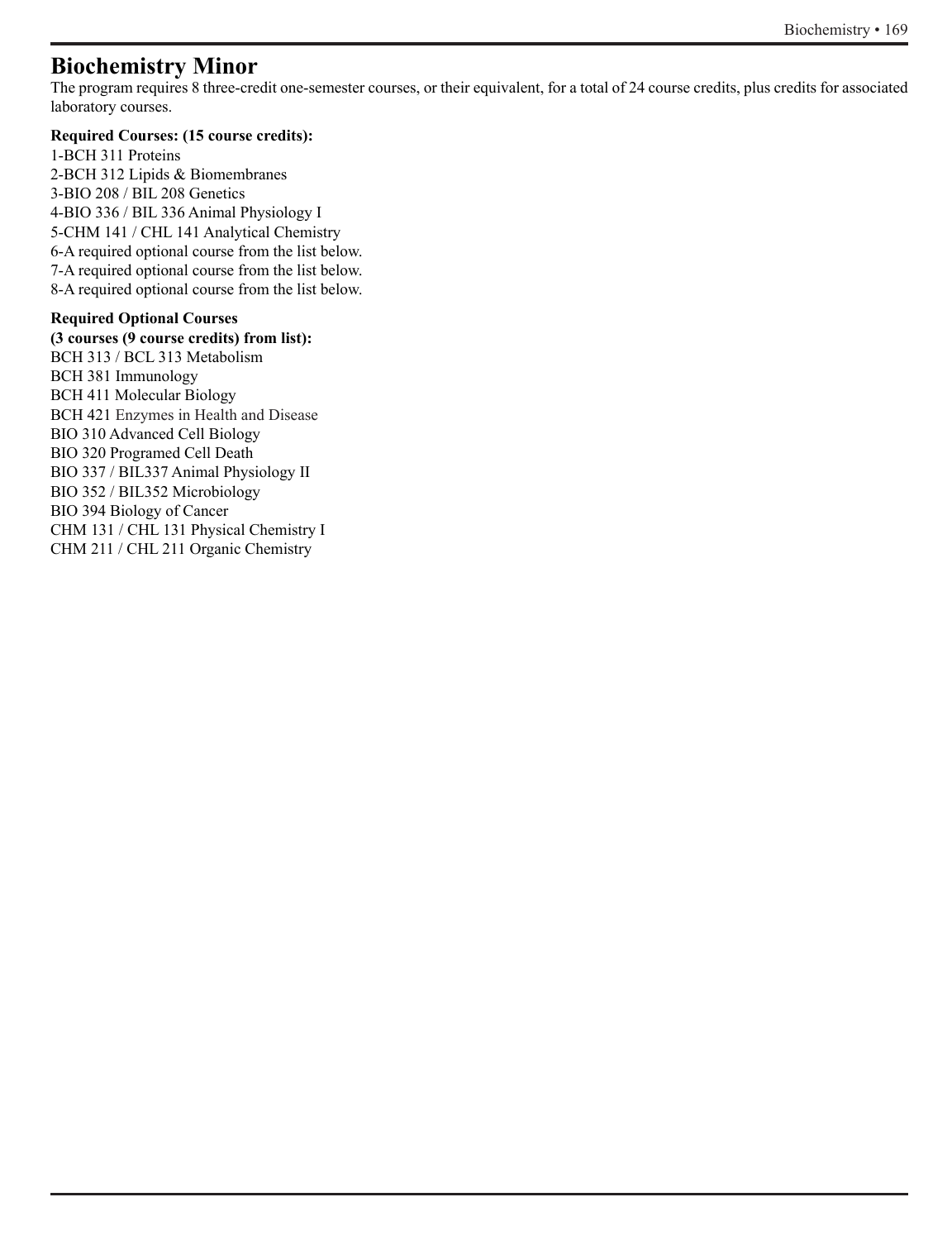# Biochemistry Minor

The program requires 8 three-credit one-semester courses, or their equivalent, for a total of 24 course credits, plus credits for associated laboratory courses.

**Required Courses: (15 course credits):**

1-BCH 311 Proteins
2-BCH 312 Lipids & Biomembranes
3-BIO 208 / BIL 208 Genetics
4-BIO 336 / BIL 336 Animal Physiology I
5-CHM 141 / CHL 141 Analytical Chemistry
6-A required optional course from the list below.
7-A required optional course from the list below.
8-A required optional course from the list below.

**Required Optional Courses**
**(3 courses (9 course credits) from list):**

BCH 313 / BCL 313 Metabolism
BCH 381 Immunology
BCH 411 Molecular Biology
BCH 421 Enzymes in Health and Disease
BIO 310 Advanced Cell Biology
BIO 320 Programed Cell Death
BIO 337 / BIL337 Animal Physiology II
BIO 352 / BIL352 Microbiology
BIO 394 Biology of Cancer
CHM 131 / CHL 131 Physical Chemistry I
CHM 211 / CHL 211 Organic Chemistry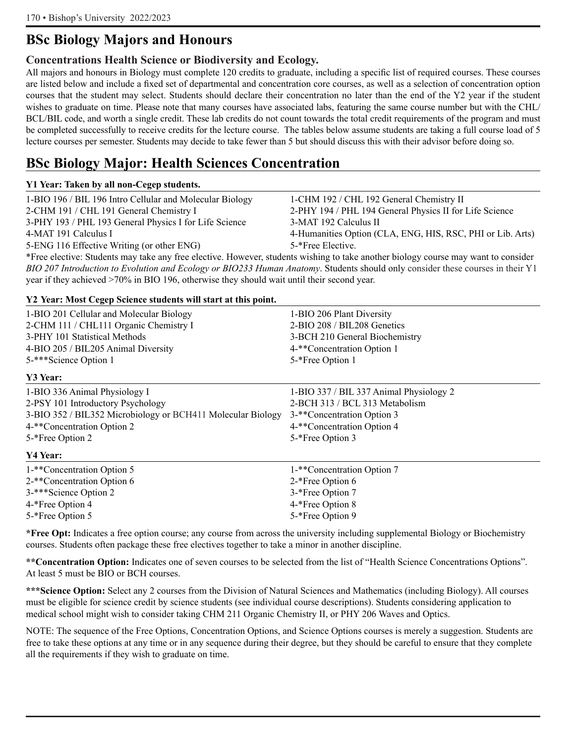# BSc Biology Majors and Honours

### Concentrations Health Science or Biodiversity and Ecology.

All majors and honours in Biology must complete 120 credits to graduate, including a specific list of required courses. These courses are listed below and include a fixed set of departmental and concentration core courses, as well as a selection of concentration option courses that the student may select. Students should declare their concentration no later than the end of the Y2 year if the student wishes to graduate on time. Please note that many courses have associated labs, featuring the same course number but with the CHL/ BCL/BIL code, and worth a single credit. These lab credits do not count towards the total credit requirements of the program and must be completed successfully to receive credits for the lecture course. The tables below assume students are taking a full course load of 5 lecture courses per semester. Students may decide to take fewer than 5 but should discuss this with their advisor before doing so.

# BSc Biology Major: Health Sciences Concentration

**Y1 Year: Taken by all non-Cegep students.**

| | |
|---|---|
| 1-BIO 196 / BIL 196 Intro Cellular and Molecular Biology | 1-CHM 192 / CHL 192 General Chemistry II |
| 2-CHM 191 / CHL 191 General Chemistry I | 2-PHY 194 / PHL 194 General Physics II for Life Science |
| 3-PHY 193 / PHL 193 General Physics I for Life Science | 3-MAT 192 Calculus II |
| 4-MAT 191 Calculus I | 4-Humanities Option (CLA, ENG, HIS, RSC, PHI or Lib. Arts) |
| 5-ENG 116 Effective Writing (or other ENG) | 5-*Free Elective. |

*Free elective: Students may take any free elective. However, students wishing to take another biology course may want to consider *BIO 207 Introduction to Evolution and Ecology or BIO233 Human Anatomy*. Students should only consider these courses in their Y1 year if they achieved >70% in BIO 196, otherwise they should wait until their second year.

**Y2 Year: Most Cegep Science students will start at this point.**

| | |
|---|---|
| 1-BIO 201 Cellular and Molecular Biology | 1-BIO 206 Plant Diversity |
| 2-CHM 111 / CHL111 Organic Chemistry I | 2-BIO 208 / BIL208 Genetics |
| 3-PHY 101 Statistical Methods | 3-BCH 210 General Biochemistry |
| 4-BIO 205 / BIL205 Animal Diversity | 4-**Concentration Option 1 |
| 5-***Science Option 1 | 5-*Free Option 1 |

**Y3 Year:**

| | |
|---|---|
| 1-BIO 336 Animal Physiology I | 1-BIO 337 / BIL 337 Animal Physiology 2 |
| 2-PSY 101 Introductory Psychology | 2-BCH 313 / BCL 313 Metabolism |
| 3-BIO 352 / BIL352 Microbiology or BCH411 Molecular Biology | 3-**Concentration Option 3 |
| 4-**Concentration Option 2 | 4-**Concentration Option 4 |
| 5-*Free Option 2 | 5-*Free Option 3 |

**Y4 Year:**

| | |
|---|---|
| 1-**Concentration Option 5 | 1-**Concentration Option 7 |
| 2-**Concentration Option 6 | 2-*Free Option 6 |
| 3-***Science Option 2 | 3-*Free Option 7 |
| 4-*Free Option 4 | 4-*Free Option 8 |
| 5-*Free Option 5 | 5-*Free Option 9 |

**\*Free Opt:** Indicates a free option course; any course from across the university including supplemental Biology or Biochemistry courses. Students often package these free electives together to take a minor in another discipline.

**\*\*Concentration Option:** Indicates one of seven courses to be selected from the list of "Health Science Concentrations Options". At least 5 must be BIO or BCH courses.

**\*\*\*Science Option:** Select any 2 courses from the Division of Natural Sciences and Mathematics (including Biology). All courses must be eligible for science credit by science students (see individual course descriptions). Students considering application to medical school might wish to consider taking CHM 211 Organic Chemistry II, or PHY 206 Waves and Optics.

NOTE: The sequence of the Free Options, Concentration Options, and Science Options courses is merely a suggestion. Students are free to take these options at any time or in any sequence during their degree, but they should be careful to ensure that they complete all the requirements if they wish to graduate on time.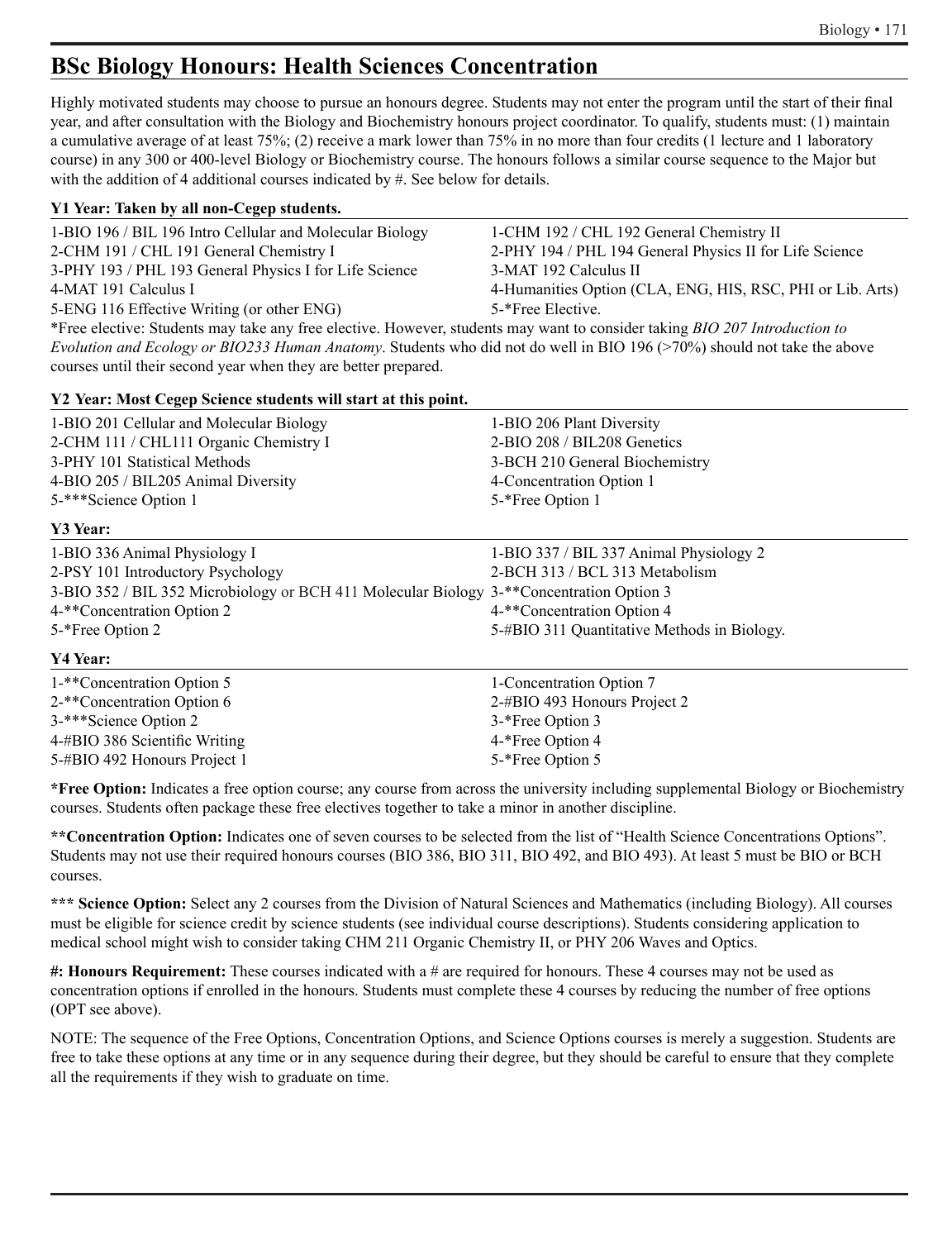## BSc Biology Honours: Health Sciences Concentration

Highly motivated students may choose to pursue an honours degree. Students may not enter the program until the start of their final year, and after consultation with the Biology and Biochemistry honours project coordinator. To qualify, students must: (1) maintain a cumulative average of at least 75%; (2) receive a mark lower than 75% in no more than four credits (1 lecture and 1 laboratory course) in any 300 or 400-level Biology or Biochemistry course. The honours follows a similar course sequence to the Major but with the addition of 4 additional courses indicated by #. See below for details.

**Y1 Year: Taken by all non-Cegep students.**

| | |
|---|---|
| 1-BIO 196 / BIL 196 Intro Cellular and Molecular Biology | 1-CHM 192 / CHL 192 General Chemistry II |
| 2-CHM 191 / CHL 191 General Chemistry I | 2-PHY 194 / PHL 194 General Physics II for Life Science |
| 3-PHY 193 / PHL 193 General Physics I for Life Science | 3-MAT 192 Calculus II |
| 4-MAT 191 Calculus I | 4-Humanities Option (CLA, ENG, HIS, RSC, PHI or Lib. Arts) |
| 5-ENG 116 Effective Writing (or other ENG) | 5-*Free Elective. |

*Free elective: Students may take any free elective. However, students may want to consider taking *BIO 207 Introduction to Evolution and Ecology or BIO233 Human Anatomy*. Students who did not do well in BIO 196 (>70%) should not take the above courses until their second year when they are better prepared.

**Y2 Year: Most Cegep Science students will start at this point.**

| | |
|---|---|
| 1-BIO 201 Cellular and Molecular Biology | 1-BIO 206 Plant Diversity |
| 2-CHM 111 / CHL111 Organic Chemistry I | 2-BIO 208 / BIL208 Genetics |
| 3-PHY 101 Statistical Methods | 3-BCH 210 General Biochemistry |
| 4-BIO 205 / BIL205 Animal Diversity | 4-Concentration Option 1 |
| 5-***Science Option 1 | 5-*Free Option 1 |

**Y3 Year:**

| | |
|---|---|
| 1-BIO 336 Animal Physiology I | 1-BIO 337 / BIL 337 Animal Physiology 2 |
| 2-PSY 101 Introductory Psychology | 2-BCH 313 / BCL 313 Metabolism |
| 3-BIO 352 / BIL 352 Microbiology or BCH 411 Molecular Biology | 3-**Concentration Option 3 |
| 4-**Concentration Option 2 | 4-**Concentration Option 4 |
| 5-*Free Option 2 | 5-#BIO 311 Quantitative Methods in Biology. |

**Y4 Year:**

| | |
|---|---|
| 1-**Concentration Option 5 | 1-Concentration Option 7 |
| 2-**Concentration Option 6 | 2-#BIO 493 Honours Project 2 |
| 3-***Science Option 2 | 3-*Free Option 3 |
| 4-#BIO 386 Scientific Writing | 4-*Free Option 4 |
| 5-#BIO 492 Honours Project 1 | 5-*Free Option 5 |

***Free Option:** Indicates a free option course; any course from across the university including supplemental Biology or Biochemistry courses. Students often package these free electives together to take a minor in another discipline.

****Concentration Option:** Indicates one of seven courses to be selected from the list of "Health Science Concentrations Options". Students may not use their required honours courses (BIO 386, BIO 311, BIO 492, and BIO 493). At least 5 must be BIO or BCH courses.

***** Science Option:** Select any 2 courses from the Division of Natural Sciences and Mathematics (including Biology). All courses must be eligible for science credit by science students (see individual course descriptions). Students considering application to medical school might wish to consider taking CHM 211 Organic Chemistry II, or PHY 206 Waves and Optics.

**#: Honours Requirement:** These courses indicated with a # are required for honours. These 4 courses may not be used as concentration options if enrolled in the honours. Students must complete these 4 courses by reducing the number of free options (OPT see above).

NOTE: The sequence of the Free Options, Concentration Options, and Science Options courses is merely a suggestion. Students are free to take these options at any time or in any sequence during their degree, but they should be careful to ensure that they complete all the requirements if they wish to graduate on time.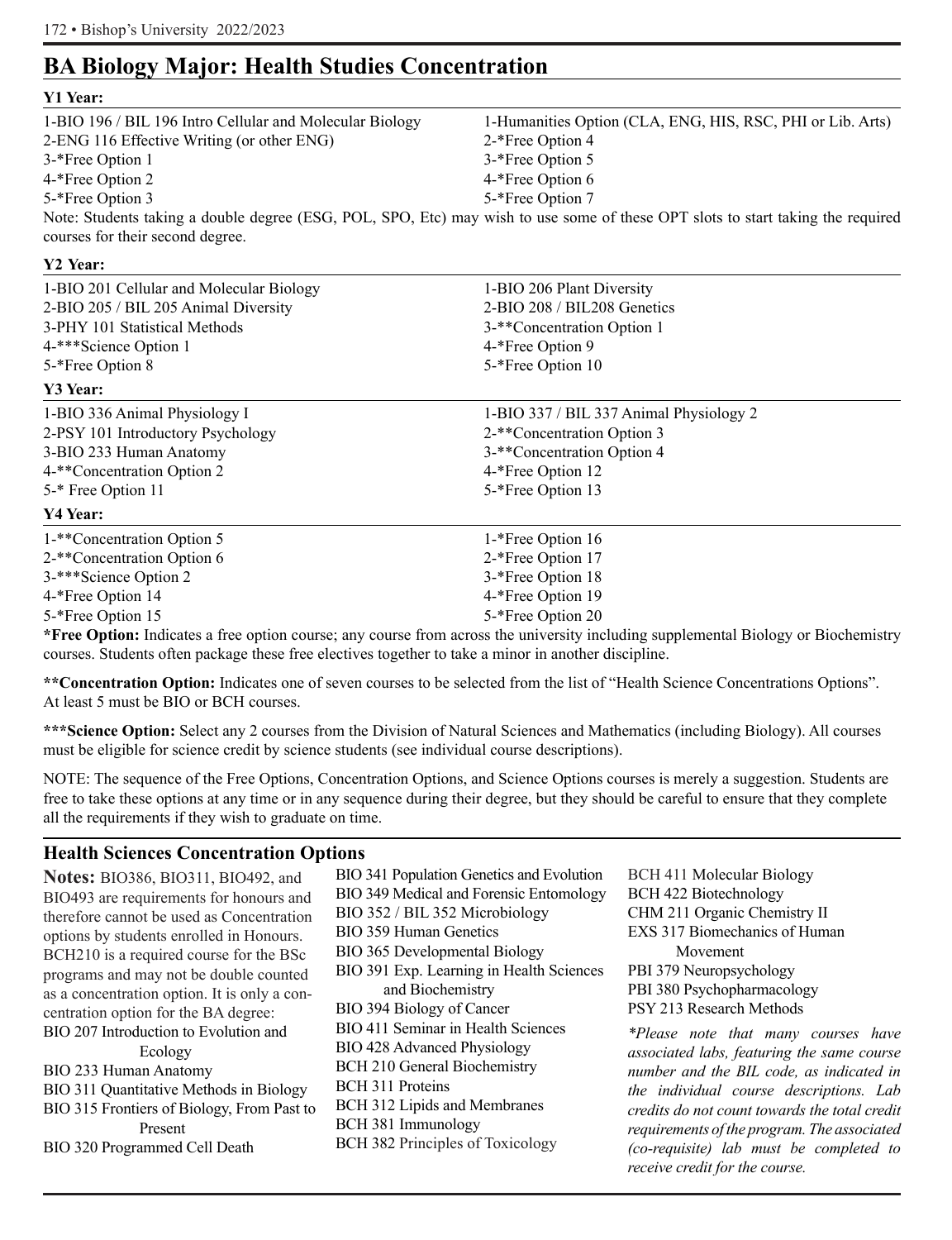## BA Biology Major: Health Studies Concentration

**Y1 Year:**

| | |
|---|---|
| 1-BIO 196 / BIL 196 Intro Cellular and Molecular Biology | 1-Humanities Option (CLA, ENG, HIS, RSC, PHI or Lib. Arts) |
| 2-ENG 116 Effective Writing (or other ENG) | 2-*Free Option 4 |
| 3-*Free Option 1 | 3-*Free Option 5 |
| 4-*Free Option 2 | 4-*Free Option 6 |
| 5-*Free Option 3 | 5-*Free Option 7 |

Note: Students taking a double degree (ESG, POL, SPO, Etc) may wish to use some of these OPT slots to start taking the required courses for their second degree.

**Y2 Year:**

| | |
|---|---|
| 1-BIO 201 Cellular and Molecular Biology | 1-BIO 206 Plant Diversity |
| 2-BIO 205 / BIL 205 Animal Diversity | 2-BIO 208 / BIL208 Genetics |
| 3-PHY 101 Statistical Methods | 3-**Concentration Option 1 |
| 4-***Science Option 1 | 4-*Free Option 9 |
| 5-*Free Option 8 | 5-*Free Option 10 |

**Y3 Year:**

| | |
|---|---|
| 1-BIO 336 Animal Physiology I | 1-BIO 337 / BIL 337 Animal Physiology 2 |
| 2-PSY 101 Introductory Psychology | 2-**Concentration Option 3 |
| 3-BIO 233 Human Anatomy | 3-**Concentration Option 4 |
| 4-**Concentration Option 2 | 4-*Free Option 12 |
| 5-* Free Option 11 | 5-*Free Option 13 |

**Y4 Year:**

| | |
|---|---|
| 1-**Concentration Option 5 | 1-*Free Option 16 |
| 2-**Concentration Option 6 | 2-*Free Option 17 |
| 3-***Science Option 2 | 3-*Free Option 18 |
| 4-*Free Option 14 | 4-*Free Option 19 |
| 5-*Free Option 15 | 5-*Free Option 20 |

***Free Option:** Indicates a free option course; any course from across the university including supplemental Biology or Biochemistry courses. Students often package these free electives together to take a minor in another discipline.

****Concentration Option:** Indicates one of seven courses to be selected from the list of "Health Science Concentrations Options". At least 5 must be BIO or BCH courses.

*****Science Option:** Select any 2 courses from the Division of Natural Sciences and Mathematics (including Biology). All courses must be eligible for science credit by science students (see individual course descriptions).

NOTE: The sequence of the Free Options, Concentration Options, and Science Options courses is merely a suggestion. Students are free to take these options at any time or in any sequence during their degree, but they should be careful to ensure that they complete all the requirements if they wish to graduate on time.

### Health Sciences Concentration Options

**Notes:** BIO386, BIO311, BIO492, and BIO493 are requirements for honours and therefore cannot be used as Concentration options by students enrolled in Honours. BCH210 is a required course for the BSc programs and may not be double counted as a concentration option. It is only a concentration option for the BA degree:

- BIO 207 Introduction to Evolution and Ecology
- BIO 233 Human Anatomy
- BIO 311 Quantitative Methods in Biology
- BIO 315 Frontiers of Biology, From Past to Present
- BIO 320 Programmed Cell Death
- BIO 341 Population Genetics and Evolution
- BIO 349 Medical and Forensic Entomology
- BIO 352 / BIL 352 Microbiology
- BIO 359 Human Genetics
- BIO 365 Developmental Biology
- BIO 391 Exp. Learning in Health Sciences and Biochemistry
- BIO 394 Biology of Cancer
- BIO 411 Seminar in Health Sciences
- BIO 428 Advanced Physiology
- BCH 210 General Biochemistry
- BCH 311 Proteins
- BCH 312 Lipids and Membranes
- BCH 381 Immunology
- BCH 382 Principles of Toxicology
- BCH 411 Molecular Biology
- BCH 422 Biotechnology
- CHM 211 Organic Chemistry II
- EXS 317 Biomechanics of Human Movement
- PBI 379 Neuropsychology
- PBI 380 Psychopharmacology
- PSY 213 Research Methods

*\*Please note that many courses have associated labs, featuring the same course number and the BIL code, as indicated in the individual course descriptions. Lab credits do not count towards the total credit requirements of the program. The associated (co-requisite) lab must be completed to receive credit for the course.*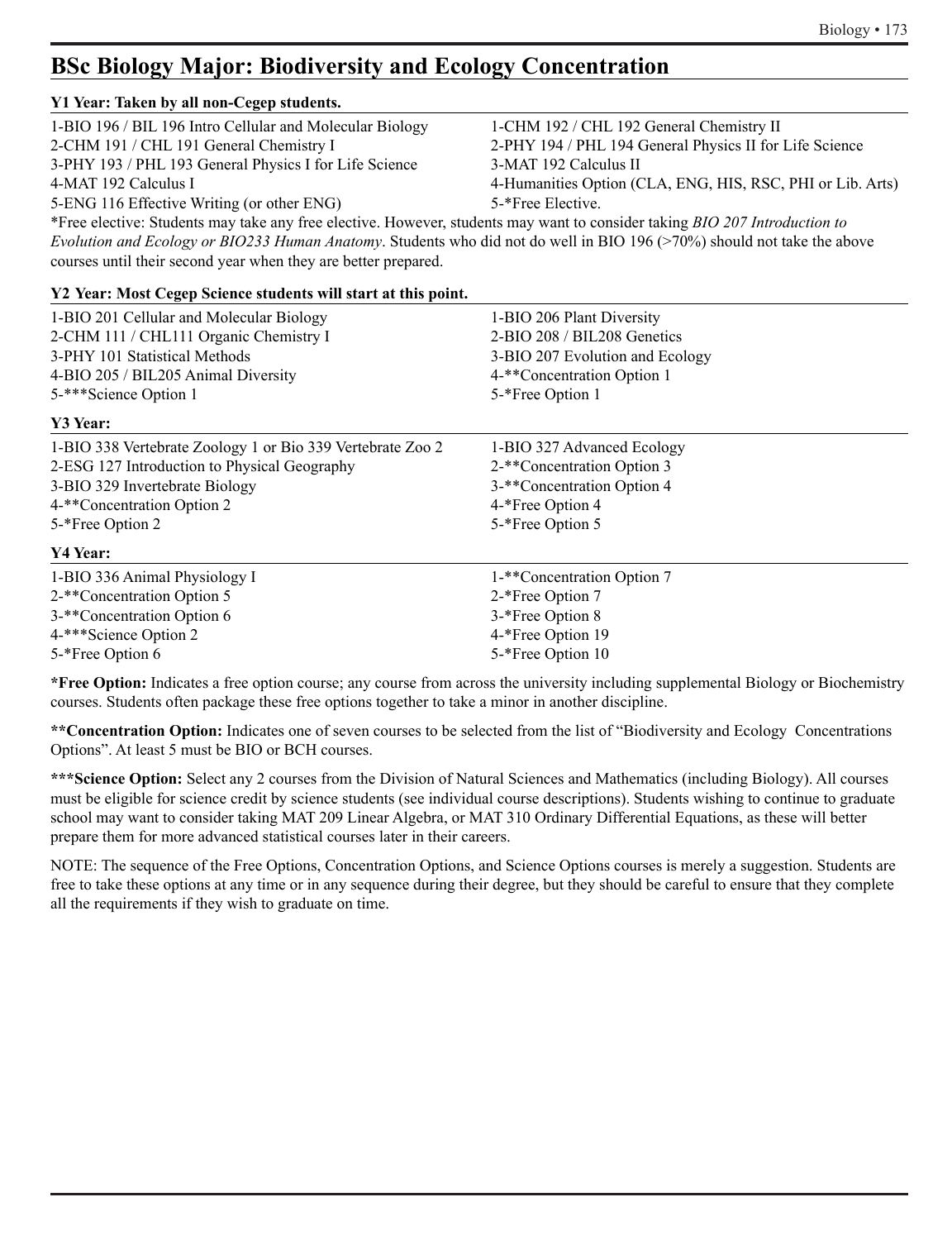# BSc Biology Major: Biodiversity and Ecology Concentration

**Y1 Year: Taken by all non-Cegep students.**

| | |
|---|---|
| 1-BIO 196 / BIL 196 Intro Cellular and Molecular Biology | 1-CHM 192 / CHL 192 General Chemistry II |
| 2-CHM 191 / CHL 191 General Chemistry I | 2-PHY 194 / PHL 194 General Physics II for Life Science |
| 3-PHY 193 / PHL 193 General Physics I for Life Science | 3-MAT 192 Calculus II |
| 4-MAT 192 Calculus I | 4-Humanities Option (CLA, ENG, HIS, RSC, PHI or Lib. Arts) |
| 5-ENG 116 Effective Writing (or other ENG) | 5-*Free Elective. |

*Free elective: Students may take any free elective. However, students may want to consider taking *BIO 207 Introduction to Evolution and Ecology or BIO233 Human Anatomy*. Students who did not do well in BIO 196 (>70%) should not take the above courses until their second year when they are better prepared.

**Y2 Year: Most Cegep Science students will start at this point.**

| | |
|---|---|
| 1-BIO 201 Cellular and Molecular Biology | 1-BIO 206 Plant Diversity |
| 2-CHM 111 / CHL111 Organic Chemistry I | 2-BIO 208 / BIL208 Genetics |
| 3-PHY 101 Statistical Methods | 3-BIO 207 Evolution and Ecology |
| 4-BIO 205 / BIL205 Animal Diversity | 4-**Concentration Option 1 |
| 5-***Science Option 1 | 5-*Free Option 1 |

**Y3 Year:**

| | |
|---|---|
| 1-BIO 338 Vertebrate Zoology 1 or Bio 339 Vertebrate Zoo 2 | 1-BIO 327 Advanced Ecology |
| 2-ESG 127 Introduction to Physical Geography | 2-**Concentration Option 3 |
| 3-BIO 329 Invertebrate Biology | 3-**Concentration Option 4 |
| 4-**Concentration Option 2 | 4-*Free Option 4 |
| 5-*Free Option 2 | 5-*Free Option 5 |

**Y4 Year:**

| | |
|---|---|
| 1-BIO 336 Animal Physiology I | 1-**Concentration Option 7 |
| 2-**Concentration Option 5 | 2-*Free Option 7 |
| 3-**Concentration Option 6 | 3-*Free Option 8 |
| 4-***Science Option 2 | 4-*Free Option 19 |
| 5-*Free Option 6 | 5-*Free Option 10 |

***Free Option:** Indicates a free option course; any course from across the university including supplemental Biology or Biochemistry courses. Students often package these free options together to take a minor in another discipline.

****Concentration Option:** Indicates one of seven courses to be selected from the list of "Biodiversity and Ecology Concentrations Options". At least 5 must be BIO or BCH courses.

*****Science Option:** Select any 2 courses from the Division of Natural Sciences and Mathematics (including Biology). All courses must be eligible for science credit by science students (see individual course descriptions). Students wishing to continue to graduate school may want to consider taking MAT 209 Linear Algebra, or MAT 310 Ordinary Differential Equations, as these will better prepare them for more advanced statistical courses later in their careers.

NOTE: The sequence of the Free Options, Concentration Options, and Science Options courses is merely a suggestion. Students are free to take these options at any time or in any sequence during their degree, but they should be careful to ensure that they complete all the requirements if they wish to graduate on time.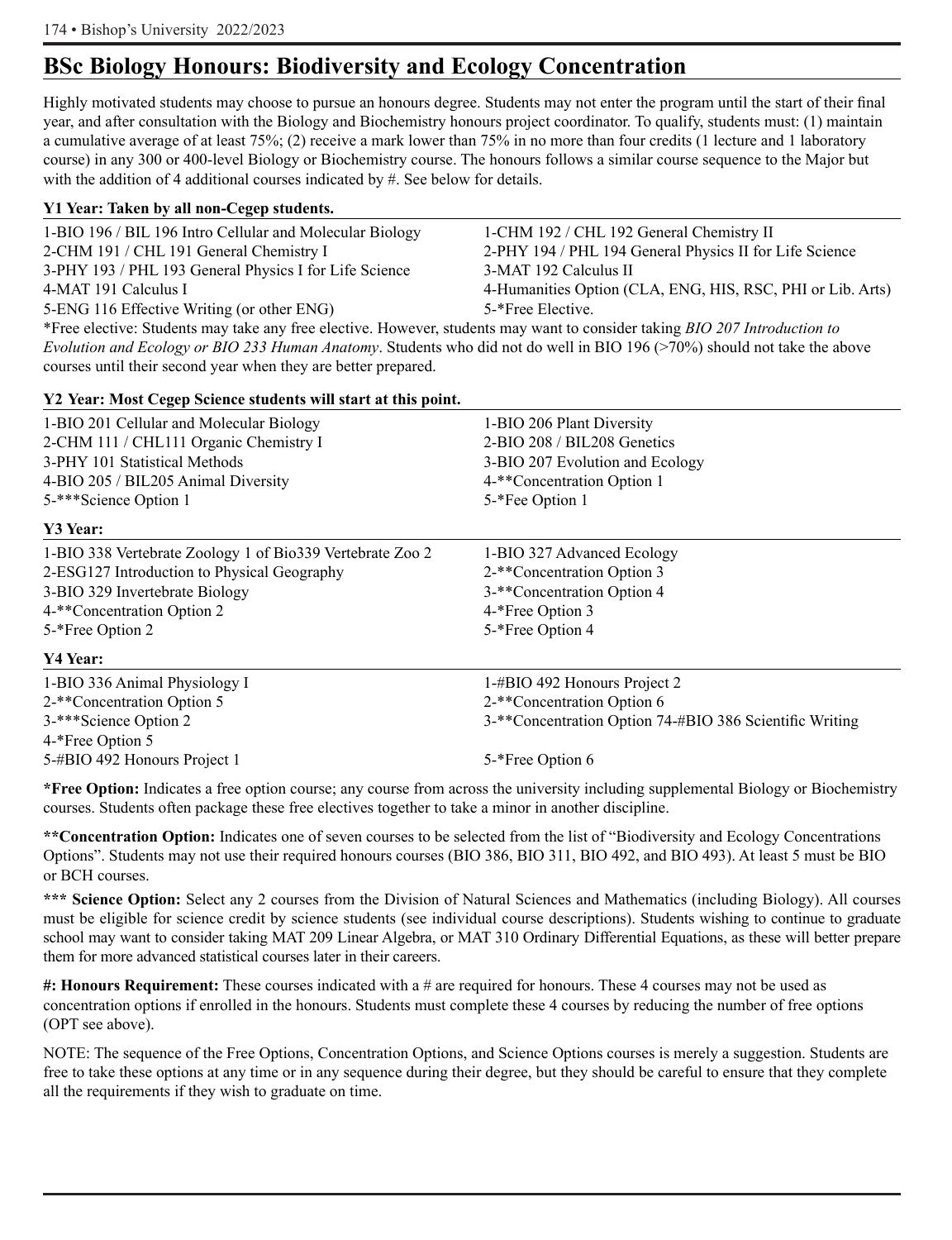## BSc Biology Honours: Biodiversity and Ecology Concentration

Highly motivated students may choose to pursue an honours degree. Students may not enter the program until the start of their final year, and after consultation with the Biology and Biochemistry honours project coordinator. To qualify, students must: (1) maintain a cumulative average of at least 75%; (2) receive a mark lower than 75% in no more than four credits (1 lecture and 1 laboratory course) in any 300 or 400-level Biology or Biochemistry course. The honours follows a similar course sequence to the Major but with the addition of 4 additional courses indicated by #. See below for details.

**Y1 Year: Taken by all non-Cegep students.**

| | |
|---|---|
| 1-BIO 196 / BIL 196 Intro Cellular and Molecular Biology | 1-CHM 192 / CHL 192 General Chemistry II |
| 2-CHM 191 / CHL 191 General Chemistry I | 2-PHY 194 / PHL 194 General Physics II for Life Science |
| 3-PHY 193 / PHL 193 General Physics I for Life Science | 3-MAT 192 Calculus II |
| 4-MAT 191 Calculus I | 4-Humanities Option (CLA, ENG, HIS, RSC, PHI or Lib. Arts) |
| 5-ENG 116 Effective Writing (or other ENG) | 5-*Free Elective. |

*Free elective: Students may take any free elective. However, students may want to consider taking *BIO 207 Introduction to Evolution and Ecology or BIO 233 Human Anatomy*. Students who did not do well in BIO 196 (>70%) should not take the above courses until their second year when they are better prepared.

**Y2 Year: Most Cegep Science students will start at this point.**

| | |
|---|---|
| 1-BIO 201 Cellular and Molecular Biology | 1-BIO 206 Plant Diversity |
| 2-CHM 111 / CHL111 Organic Chemistry I | 2-BIO 208 / BIL208 Genetics |
| 3-PHY 101 Statistical Methods | 3-BIO 207 Evolution and Ecology |
| 4-BIO 205 / BIL205 Animal Diversity | 4-**Concentration Option 1 |
| 5-***Science Option 1 | 5-*Fee Option 1 |

**Y3 Year:**

| | |
|---|---|
| 1-BIO 338 Vertebrate Zoology 1 of Bio339 Vertebrate Zoo 2 | 1-BIO 327 Advanced Ecology |
| 2-ESG127 Introduction to Physical Geography | 2-**Concentration Option 3 |
| 3-BIO 329 Invertebrate Biology | 3-**Concentration Option 4 |
| 4-**Concentration Option 2 | 4-*Free Option 3 |
| 5-*Free Option 2 | 5-*Free Option 4 |

**Y4 Year:**

| | |
|---|---|
| 1-BIO 336 Animal Physiology I | 1-#BIO 492 Honours Project 2 |
| 2-**Concentration Option 5 | 2-**Concentration Option 6 |
| 3-***Science Option 2 | 3-**Concentration Option 74-#BIO 386 Scientific Writing |
| 4-*Free Option 5 | |
| 5-#BIO 492 Honours Project 1 | 5-*Free Option 6 |

**\*Free Option:** Indicates a free option course; any course from across the university including supplemental Biology or Biochemistry courses. Students often package these free electives together to take a minor in another discipline.

**\*\*Concentration Option:** Indicates one of seven courses to be selected from the list of "Biodiversity and Ecology Concentrations Options". Students may not use their required honours courses (BIO 386, BIO 311, BIO 492, and BIO 493). At least 5 must be BIO or BCH courses.

**\*\*\* Science Option:** Select any 2 courses from the Division of Natural Sciences and Mathematics (including Biology). All courses must be eligible for science credit by science students (see individual course descriptions). Students wishing to continue to graduate school may want to consider taking MAT 209 Linear Algebra, or MAT 310 Ordinary Differential Equations, as these will better prepare them for more advanced statistical courses later in their careers.

**#: Honours Requirement:** These courses indicated with a # are required for honours. These 4 courses may not be used as concentration options if enrolled in the honours. Students must complete these 4 courses by reducing the number of free options (OPT see above).

NOTE: The sequence of the Free Options, Concentration Options, and Science Options courses is merely a suggestion. Students are free to take these options at any time or in any sequence during their degree, but they should be careful to ensure that they complete all the requirements if they wish to graduate on time.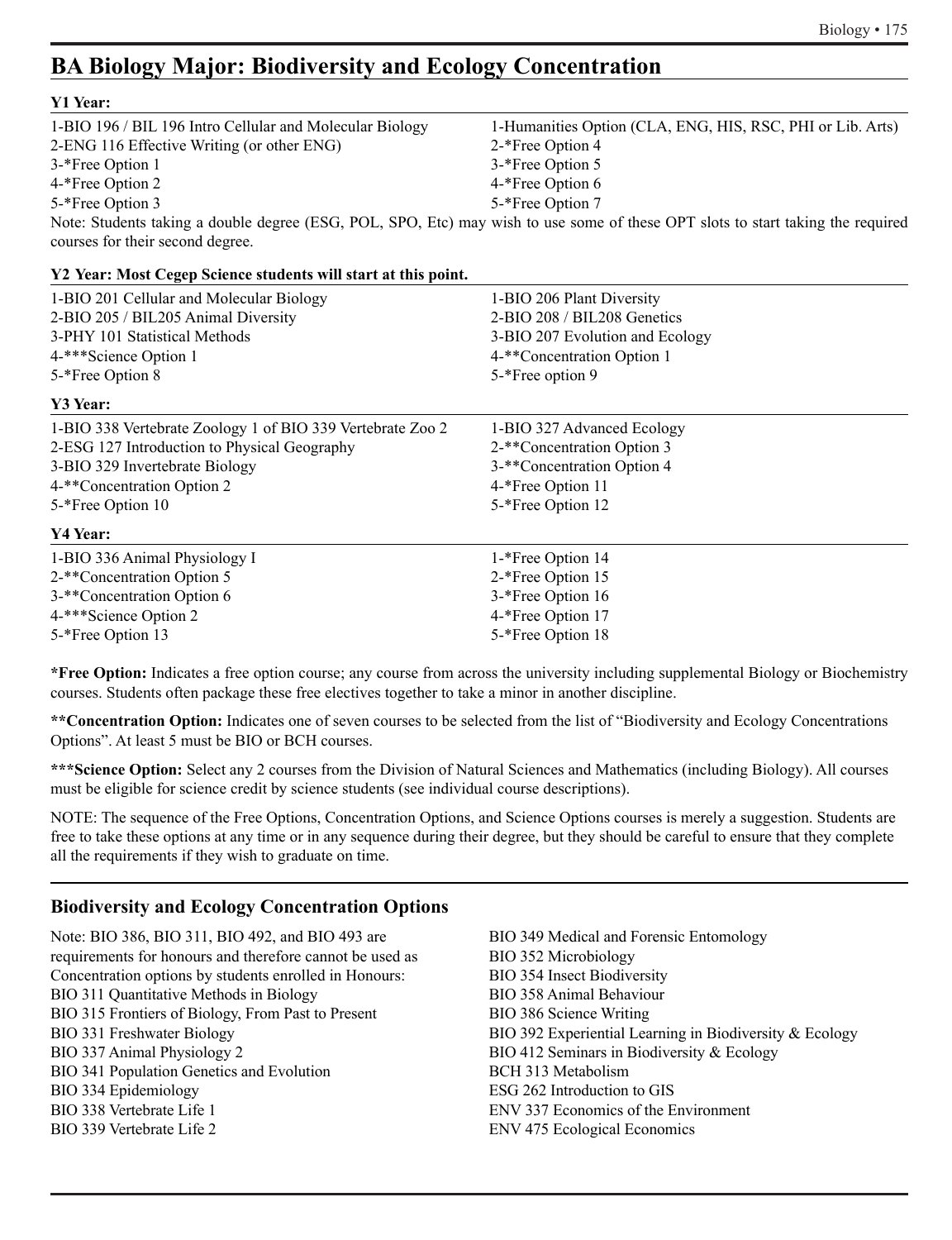# BA Biology Major: Biodiversity and Ecology Concentration

**Y1 Year:**

| | |
|---|---|
| 1-BIO 196 / BIL 196 Intro Cellular and Molecular Biology | 1-Humanities Option (CLA, ENG, HIS, RSC, PHI or Lib. Arts) |
| 2-ENG 116 Effective Writing (or other ENG) | 2-*Free Option 4 |
| 3-*Free Option 1 | 3-*Free Option 5 |
| 4-*Free Option 2 | 4-*Free Option 6 |
| 5-*Free Option 3 | 5-*Free Option 7 |

Note: Students taking a double degree (ESG, POL, SPO, Etc) may wish to use some of these OPT slots to start taking the required courses for their second degree.

**Y2 Year: Most Cegep Science students will start at this point.**

| | |
|---|---|
| 1-BIO 201 Cellular and Molecular Biology | 1-BIO 206 Plant Diversity |
| 2-BIO 205 / BIL205 Animal Diversity | 2-BIO 208 / BIL208 Genetics |
| 3-PHY 101 Statistical Methods | 3-BIO 207 Evolution and Ecology |
| 4-***Science Option 1 | 4-**Concentration Option 1 |
| 5-*Free Option 8 | 5-*Free option 9 |

**Y3 Year:**

| | |
|---|---|
| 1-BIO 338 Vertebrate Zoology 1 of BIO 339 Vertebrate Zoo 2 | 1-BIO 327 Advanced Ecology |
| 2-ESG 127 Introduction to Physical Geography | 2-**Concentration Option 3 |
| 3-BIO 329 Invertebrate Biology | 3-**Concentration Option 4 |
| 4-**Concentration Option 2 | 4-*Free Option 11 |
| 5-*Free Option 10 | 5-*Free Option 12 |

**Y4 Year:**

| | |
|---|---|
| 1-BIO 336 Animal Physiology I | 1-*Free Option 14 |
| 2-**Concentration Option 5 | 2-*Free Option 15 |
| 3-**Concentration Option 6 | 3-*Free Option 16 |
| 4-***Science Option 2 | 4-*Free Option 17 |
| 5-*Free Option 13 | 5-*Free Option 18 |

***Free Option:** Indicates a free option course; any course from across the university including supplemental Biology or Biochemistry courses. Students often package these free electives together to take a minor in another discipline.

****Concentration Option:** Indicates one of seven courses to be selected from the list of "Biodiversity and Ecology Concentrations Options". At least 5 must be BIO or BCH courses.

*****Science Option:** Select any 2 courses from the Division of Natural Sciences and Mathematics (including Biology). All courses must be eligible for science credit by science students (see individual course descriptions).

NOTE: The sequence of the Free Options, Concentration Options, and Science Options courses is merely a suggestion. Students are free to take these options at any time or in any sequence during their degree, but they should be careful to ensure that they complete all the requirements if they wish to graduate on time.

## Biodiversity and Ecology Concentration Options

Note: BIO 386, BIO 311, BIO 492, and BIO 493 are requirements for honours and therefore cannot be used as Concentration options by students enrolled in Honours:

- BIO 311 Quantitative Methods in Biology
- BIO 315 Frontiers of Biology, From Past to Present
- BIO 331 Freshwater Biology
- BIO 337 Animal Physiology 2
- BIO 341 Population Genetics and Evolution
- BIO 334 Epidemiology
- BIO 338 Vertebrate Life 1
- BIO 339 Vertebrate Life 2
- BIO 349 Medical and Forensic Entomology
- BIO 352 Microbiology
- BIO 354 Insect Biodiversity
- BIO 358 Animal Behaviour
- BIO 386 Science Writing
- BIO 392 Experiential Learning in Biodiversity & Ecology
- BIO 412 Seminars in Biodiversity & Ecology
- BCH 313 Metabolism
- ESG 262 Introduction to GIS
- ENV 337 Economics of the Environment
- ENV 475 Ecological Economics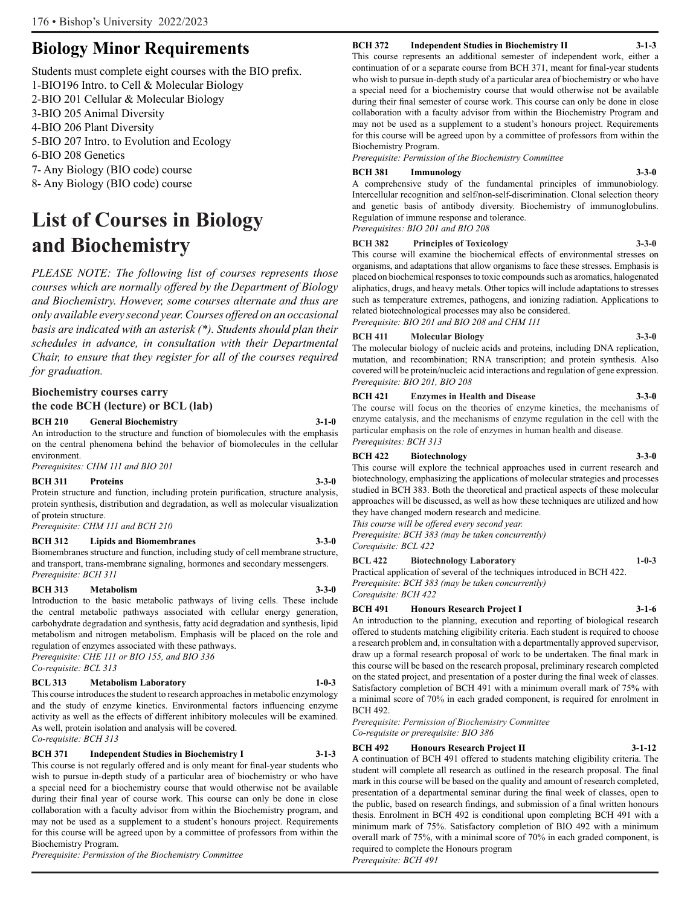## Biology Minor Requirements

Students must complete eight courses with the BIO prefix.
1-BIO196 Intro. to Cell & Molecular Biology
2-BIO 201 Cellular & Molecular Biology
3-BIO 205 Animal Diversity
4-BIO 206 Plant Diversity
5-BIO 207 Intro. to Evolution and Ecology
6-BIO 208 Genetics
7- Any Biology (BIO code) course
8- Any Biology (BIO code) course

# List of Courses in Biology and Biochemistry

*PLEASE NOTE: The following list of courses represents those courses which are normally offered by the Department of Biology and Biochemistry. However, some courses alternate and thus are only available every second year. Courses offered on an occasional basis are indicated with an asterisk (*). Students should plan their schedules in advance, in consultation with their Departmental Chair, to ensure that they register for all of the courses required for graduation.*

### Biochemistry courses carry the code BCH (lecture) or BCL (lab)

**BCH 210 General Biochemistry 3-1-0**
An introduction to the structure and function of biomolecules with the emphasis on the central phenomena behind the behavior of biomolecules in the cellular environment.
*Prerequisites: CHM 111 and BIO 201*

**BCH 311 Proteins 3-3-0**
Protein structure and function, including protein purification, structure analysis, protein synthesis, distribution and degradation, as well as molecular visualization of protein structure.
*Prerequisite: CHM 111 and BCH 210*

**BCH 312 Lipids and Biomembranes 3-3-0**
Biomembranes structure and function, including study of cell membrane structure, and transport, trans-membrane signaling, hormones and secondary messengers.
*Prerequisite: BCH 311*

**BCH 313 Metabolism 3-3-0**
Introduction to the basic metabolic pathways of living cells. These include the central metabolic pathways associated with cellular energy generation, carbohydrate degradation and synthesis, fatty acid degradation and synthesis, lipid metabolism and nitrogen metabolism. Emphasis will be placed on the role and regulation of enzymes associated with these pathways.
*Prerequisite: CHE 111 or BIO 155, and BIO 336*
*Co-requisite: BCL 313*

**BCL 313 Metabolism Laboratory 1-0-3**
This course introduces the student to research approaches in metabolic enzymology and the study of enzyme kinetics. Environmental factors influencing enzyme activity as well as the effects of different inhibitory molecules will be examined. As well, protein isolation and analysis will be covered.
*Co-requisite: BCH 313*

**BCH 371 Independent Studies in Biochemistry I 3-1-3**
This course is not regularly offered and is only meant for final-year students who wish to pursue in-depth study of a particular area of biochemistry or who have a special need for a biochemistry course that would otherwise not be available during their final year of course work. This course can only be done in close collaboration with a faculty advisor from within the Biochemistry program, and may not be used as a supplement to a student's honours project. Requirements for this course will be agreed upon by a committee of professors from within the Biochemistry Program.
*Prerequisite: Permission of the Biochemistry Committee*

**BCH 372 Independent Studies in Biochemistry II 3-1-3**
This course represents an additional semester of independent work, either a continuation of or a separate course from BCH 371, meant for final-year students who wish to pursue in-depth study of a particular area of biochemistry or who have a special need for a biochemistry course that would otherwise not be available during their final semester of course work. This course can only be done in close collaboration with a faculty advisor from within the Biochemistry Program and may not be used as a supplement to a student's honours project. Requirements for this course will be agreed upon by a committee of professors from within the Biochemistry Program.
*Prerequisite: Permission of the Biochemistry Committee*

**BCH 381 Immunology 3-3-0**
A comprehensive study of the fundamental principles of immunobiology. Intercellular recognition and self/non-self-discrimination. Clonal selection theory and genetic basis of antibody diversity. Biochemistry of immunoglobulins. Regulation of immune response and tolerance.
*Prerequisites: BIO 201 and BIO 208*

**BCH 382 Principles of Toxicology 3-3-0**
This course will examine the biochemical effects of environmental stresses on organisms, and adaptations that allow organisms to face these stresses. Emphasis is placed on biochemical responses to toxic compounds such as aromatics, halogenated aliphatics, drugs, and heavy metals. Other topics will include adaptations to stresses such as temperature extremes, pathogens, and ionizing radiation. Applications to related biotechnological processes may also be considered.
*Prerequisite: BIO 201 and BIO 208 and CHM 111*

**BCH 411 Molecular Biology 3-3-0**
The molecular biology of nucleic acids and proteins, including DNA replication, mutation, and recombination; RNA transcription; and protein synthesis. Also covered will be protein/nucleic acid interactions and regulation of gene expression.
*Prerequisite: BIO 201, BIO 208*

**BCH 421 Enzymes in Health and Disease 3-3-0**
The course will focus on the theories of enzyme kinetics, the mechanisms of enzyme catalysis, and the mechanisms of enzyme regulation in the cell with the particular emphasis on the role of enzymes in human health and disease.
*Prerequisites: BCH 313*

**BCH 422 Biotechnology 3-3-0**
This course will explore the technical approaches used in current research and biotechnology, emphasizing the applications of molecular strategies and processes studied in BCH 383. Both the theoretical and practical aspects of these molecular approaches will be discussed, as well as how these techniques are utilized and how they have changed modern research and medicine.
*This course will be offered every second year.*
*Prerequisite: BCH 383 (may be taken concurrently)*
*Corequisite: BCL 422*

**BCL 422 Biotechnology Laboratory 1-0-3**
Practical application of several of the techniques introduced in BCH 422.
*Prerequisite: BCH 383 (may be taken concurrently)*
*Corequisite: BCH 422*

**BCH 491 Honours Research Project I 3-1-6**
An introduction to the planning, execution and reporting of biological research offered to students matching eligibility criteria. Each student is required to choose a research problem and, in consultation with a departmentally approved supervisor, draw up a formal research proposal of work to be undertaken. The final mark in this course will be based on the research proposal, preliminary research completed on the stated project, and presentation of a poster during the final week of classes. Satisfactory completion of BCH 491 with a minimum overall mark of 75% with a minimal score of 70% in each graded component, is required for enrolment in BCH 492.
*Prerequisite: Permission of Biochemistry Committee*
*Co-requisite or prerequisite: BIO 386*

**BCH 492 Honours Research Project II 3-1-12**
A continuation of BCH 491 offered to students matching eligibility criteria. The student will complete all research as outlined in the research proposal. The final mark in this course will be based on the quality and amount of research completed, presentation of a departmental seminar during the final week of classes, open to the public, based on research findings, and submission of a final written honours thesis. Enrolment in BCH 492 is conditional upon completing BCH 491 with a minimum mark of 75%. Satisfactory completion of BIO 492 with a minimum overall mark of 75%, with a minimal score of 70% in each graded component, is required to complete the Honours program
*Prerequisite: BCH 491*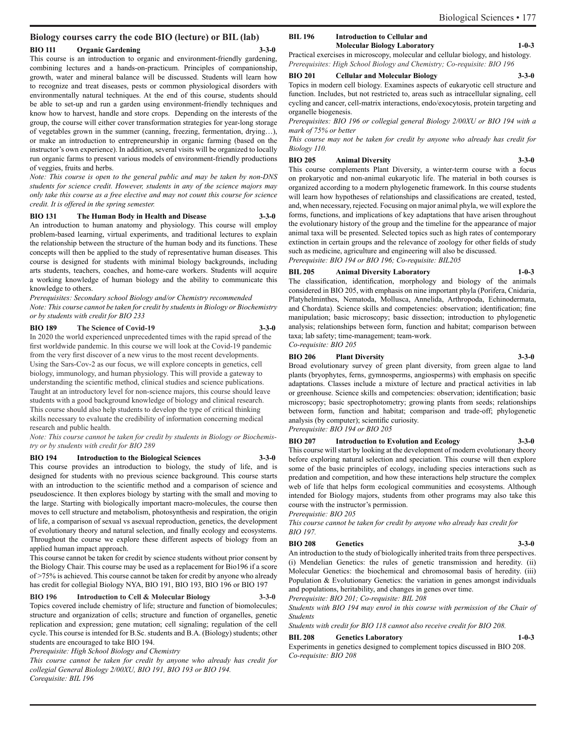## Biology courses carry the code BIO (lecture) or BIL (lab)

**BIO 111 Organic Gardening 3-3-0**

This course is an introduction to organic and environment-friendly gardening, combining lectures and a hands-on-practicum. Principles of companionship, growth, water and mineral balance will be discussed. Students will learn how to recognize and treat diseases, pests or common physiological disorders with environmentally natural techniques. At the end of this course, students should be able to set-up and run a garden using environment-friendly techniques and know how to harvest, handle and store crops. Depending on the interests of the group, the course will either cover transformation strategies for year-long storage of vegetables grown in the summer (canning, freezing, fermentation, drying…), or make an introduction to entrepreneurship in organic farming (based on the instructor's own experience). In addition, several visits will be organized to locally run organic farms to present various models of environment-friendly productions of veggies, fruits and herbs.

*Note: This course is open to the general public and may be taken by non-DNS students for science credit. However, students in any of the science majors may only take this course as a free elective and may not count this course for science credit. It is offered in the spring semester.*

**BIO 131 The Human Body in Health and Disease 3-3-0**

An introduction to human anatomy and physiology. This course will employ problem-based learning, virtual experiments, and traditional lectures to explain the relationship between the structure of the human body and its functions. These concepts will then be applied to the study of representative human diseases. This course is designed for students with minimal biology backgrounds, including arts students, teachers, coaches, and home-care workers. Students will acquire a working knowledge of human biology and the ability to communicate this knowledge to others.

*Prerequisites: Secondary school Biology and/or Chemistry recommended*

*Note: This course cannot be taken for credit by students in Biology or Biochemistry or by students with credit for BIO 233*

**BIO 189 The Science of Covid-19 3-3-0**

In 2020 the world experienced unprecedented times with the rapid spread of the first worldwide pandemic. In this course we will look at the Covid-19 pandemic from the very first discover of a new virus to the most recent developments. Using the Sars-Cov-2 as our focus, we will explore concepts in genetics, cell biology, immunology, and human physiology. This will provide a gateway to understanding the scientific method, clinical studies and science publications. Taught at an introductory level for non-science majors, this course should leave students with a good background knowledge of biology and clinical research. This course should also help students to develop the type of critical thinking skills necessary to evaluate the credibility of information concerning medical research and public health.

*Note: This course cannot be taken for credit by students in Biology or Biochemistry or by students with credit for BIO 289*

**BIO 194 Introduction to the Biological Sciences 3-3-0**

This course provides an introduction to biology, the study of life, and is designed for students with no previous science background. This course starts with an introduction to the scientific method and a comparison of science and pseudoscience. It then explores biology by starting with the small and moving to the large. Starting with biologically important macro-molecules, the course then moves to cell structure and metabolism, photosynthesis and respiration, the origin of life, a comparison of sexual vs asexual reproduction, genetics, the development of evolutionary theory and natural selection, and finally ecology and ecosystems. Throughout the course we explore these different aspects of biology from an applied human impact approach.

This course cannot be taken for credit by science students without prior consent by the Biology Chair. This course may be used as a replacement for Bio196 if a score of >75% is achieved. This course cannot be taken for credit by anyone who already has credit for collegial Biology NYA, BIO 191, BIO 193, BIO 196 or BIO 197

**BIO 196 Introduction to Cell & Molecular Biology 3-3-0**

Topics covered include chemistry of life; structure and function of biomolecules; structure and organization of cells; structure and function of organelles, genetic replication and expression; gene mutation; cell signaling; regulation of the cell cycle. This course is intended for B.Sc. students and B.A. (Biology) students; other students are encouraged to take BIO 194.

*Prerequisite: High School Biology and Chemistry*

*This course cannot be taken for credit by anyone who already has credit for collegial General Biology 2/00XU, BIO 191, BIO 193 or BIO 194.*

*Corequisite: BIL 196*

**BIL 196 Introduction to Cellular and Molecular Biology Laboratory 1-0-3**

Practical exercises in microscopy, molecular and cellular biology, and histology.

*Prerequisites: High School Biology and Chemistry; Co-requisite: BIO 196*

**BIO 201 Cellular and Molecular Biology 3-3-0**

Topics in modern cell biology. Examines aspects of eukaryotic cell structure and function. Includes, but not restricted to, areas such as intracellular signaling, cell cycling and cancer, cell-matrix interactions, endo/exocytosis, protein targeting and organelle biogenesis.

*Prerequisites: BIO 196 or collegial general Biology 2/00XU or BIO 194 with a mark of 75% or better*

*This course may not be taken for credit by anyone who already has credit for Biology 110.*

**BIO 205 Animal Diversity 3-3-0**

This course complements Plant Diversity, a winter-term course with a focus on prokaryotic and non-animal eukaryotic life. The material in both courses is organized according to a modern phylogenetic framework. In this course students will learn how hypotheses of relationships and classifications are created, tested, and, when necessary, rejected. Focusing on major animal phyla, we will explore the forms, functions, and implications of key adaptations that have arisen throughout the evolutionary history of the group and the timeline for the appearance of major animal taxa will be presented. Selected topics such as high rates of contemporary extinction in certain groups and the relevance of zoology for other fields of study such as medicine, agriculture and engineering will also be discussed.

*Prerequisite: BIO 194 or BIO 196; Co-requisite: BIL205*

**BIL 205 Animal Diversity Laboratory 1-0-3**

The classification, identification, morphology and biology of the animals considered in BIO 205, with emphasis on nine important phyla (Porifera, Cnidaria, Platyhelminthes, Nematoda, Mollusca, Annelida, Arthropoda, Echinodermata, and Chordata). Science skills and competencies: observation; identification; fine manipulation; basic microscopy; basic dissection; introduction to phylogenetic analysis; relationships between form, function and habitat; comparison between taxa; lab safety; time-management; team-work.

*Co-requisite: BIO 205*

**BIO 206 Plant Diversity 3-3-0**

Broad evolutionary survey of green plant diversity, from green algae to land plants (bryophytes, ferns, gymnosperms, angiosperms) with emphasis on specific adaptations. Classes include a mixture of lecture and practical activities in lab or greenhouse. Science skills and competencies: observation; identification; basic microscopy; basic spectrophotometry; growing plants from seeds; relationships between form, function and habitat; comparison and trade-off; phylogenetic analysis (by computer); scientific curiosity.

*Prerequisite: BIO 194 or BIO 205*

**BIO 207 Introduction to Evolution and Ecology 3-3-0**

This course will start by looking at the development of modern evolutionary theory before exploring natural selection and speciation. This course will then explore some of the basic principles of ecology, including species interactions such as predation and competition, and how these interactions help structure the complex web of life that helps form ecological communities and ecosystems. Although intended for Biology majors, students from other programs may also take this course with the instructor's permission.

*Prerequistie: BIO 205*

*This course cannot be taken for credit by anyone who already has credit for BIO 197.*

**BIO 208 Genetics 3-3-0**

An introduction to the study of biologically inherited traits from three perspectives. (i) Mendelian Genetics: the rules of genetic transmission and heredity. (ii) Molecular Genetics: the biochemical and chromosomal basis of heredity. (iii) Population & Evolutionary Genetics: the variation in genes amongst individuals and populations, heritability, and changes in genes over time.

*Prerequisite: BIO 201; Co-requisite: BIL 208*

*Students with BIO 194 may enrol in this course with permission of the Chair of Students*

*Students with credit for BIO 118 cannot also receive credit for BIO 208.*

**BIL 208 Genetics Laboratory 1-0-3**

Experiments in genetics designed to complement topics discussed in BIO 208.

*Co-requisite: BIO 208*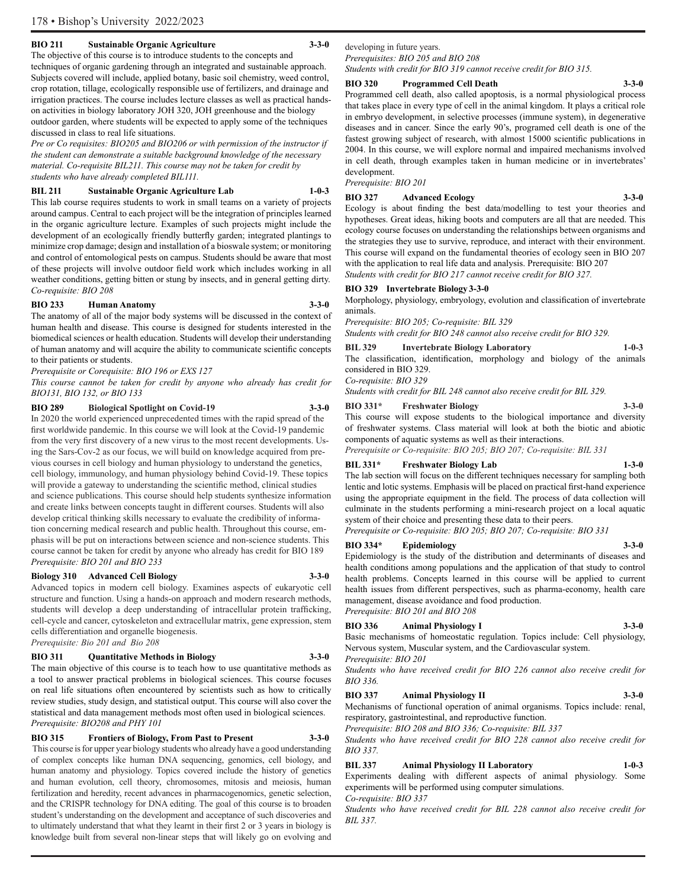**BIO 211 Sustainable Organic Agriculture 3-3-0**

The objective of this course is to introduce students to the concepts and techniques of organic gardening through an integrated and sustainable approach. Subjects covered will include, applied botany, basic soil chemistry, weed control, crop rotation, tillage, ecologically responsible use of fertilizers, and drainage and irrigation practices. The course includes lecture classes as well as practical hands-on activities in biology laboratory JOH 320, JOH greenhouse and the biology outdoor garden, where students will be expected to apply some of the techniques discussed in class to real life situations.

*Pre or Co requisites: BIO205 and BIO206 or with permission of the instructor if the student can demonstrate a suitable background knowledge of the necessary material. Co-requisite BIL211. This course may not be taken for credit by students who have already completed BIL111.*

**BIL 211 Sustainable Organic Agriculture Lab 1-0-3**

This lab course requires students to work in small teams on a variety of projects around campus. Central to each project will be the integration of principles learned in the organic agriculture lecture. Examples of such projects might include the development of an ecologically friendly butterfly garden; integrated plantings to minimize crop damage; design and installation of a bioswale system; or monitoring and control of entomological pests on campus. Students should be aware that most of these projects will involve outdoor field work which includes working in all weather conditions, getting bitten or stung by insects, and in general getting dirty.

*Co-requisite: BIO 208*

**BIO 233 Human Anatomy 3-3-0**

The anatomy of all of the major body systems will be discussed in the context of human health and disease. This course is designed for students interested in the biomedical sciences or health education. Students will develop their understanding of human anatomy and will acquire the ability to communicate scientific concepts to their patients or students.

*Prerequisite or Corequisite: BIO 196 or EXS 127*

*This course cannot be taken for credit by anyone who already has credit for BIO131, BIO 132, or BIO 133*

**BIO 289 Biological Spotlight on Covid-19 3-3-0**

In 2020 the world experienced unprecedented times with the rapid spread of the first worldwide pandemic. In this course we will look at the Covid-19 pandemic from the very first discovery of a new virus to the most recent developments. Using the Sars-Cov-2 as our focus, we will build on knowledge acquired from previous courses in cell biology and human physiology to understand the genetics, cell biology, immunology, and human physiology behind Covid-19. These topics will provide a gateway to understanding the scientific method, clinical studies and science publications. This course should help students synthesize information and create links between concepts taught in different courses. Students will also develop critical thinking skills necessary to evaluate the credibility of information concerning medical research and public health. Throughout this course, emphasis will be put on interactions between science and non-science students. This course cannot be taken for credit by anyone who already has credit for BIO 189

*Prerequisite: BIO 201 and BIO 233*

**Biology 310 Advanced Cell Biology 3-3-0**

Advanced topics in modern cell biology. Examines aspects of eukaryotic cell structure and function. Using a hands-on approach and modern research methods, students will develop a deep understanding of intracellular protein trafficking, cell-cycle and cancer, cytoskeleton and extracellular matrix, gene expression, stem cells differentiation and organelle biogenesis.

*Prerequisite: Bio 201 and Bio 208*

**BIO 311 Quantitative Methods in Biology 3-3-0**

The main objective of this course is to teach how to use quantitative methods as a tool to answer practical problems in biological sciences. This course focuses on real life situations often encountered by scientists such as how to critically review studies, study design, and statistical output. This course will also cover the statistical and data management methods most often used in biological sciences.

*Prerequisite: BIO208 and PHY 101*

**BIO 315 Frontiers of Biology, From Past to Present 3-3-0**

This course is for upper year biology students who already have a good understanding of complex concepts like human DNA sequencing, genomics, cell biology, and human anatomy and physiology. Topics covered include the history of genetics and human evolution, cell theory, chromosomes, mitosis and meiosis, human fertilization and heredity, recent advances in pharmacogenomics, genetic selection, and the CRISPR technology for DNA editing. The goal of this course is to broaden student's understanding on the development and acceptance of such discoveries and to ultimately understand that what they learnt in their first 2 or 3 years in biology is knowledge built from several non-linear steps that will likely go on evolving and developing in future years.

*Prerequisites: BIO 205 and BIO 208*

*Students with credit for BIO 319 cannot receive credit for BIO 315.*

**BIO 320 Programmed Cell Death 3-3-0**

Programmed cell death, also called apoptosis, is a normal physiological process that takes place in every type of cell in the animal kingdom. It plays a critical role in embryo development, in selective processes (immune system), in degenerative diseases and in cancer. Since the early 90's, programed cell death is one of the fastest growing subject of research, with almost 15000 scientific publications in 2004. In this course, we will explore normal and impaired mechanisms involved in cell death, through examples taken in human medicine or in invertebrates' development.

*Prerequisite: BIO 201*

**BIO 327 Advanced Ecology 3-3-0**

Ecology is about finding the best data/modelling to test your theories and hypotheses. Great ideas, hiking boots and computers are all that are needed. This ecology course focuses on understanding the relationships between organisms and the strategies they use to survive, reproduce, and interact with their environment. This course will expand on the fundamental theories of ecology seen in BIO 207 with the application to real life data and analysis. Prerequisite: BIO 207

*Students with credit for BIO 217 cannot receive credit for BIO 327.*

**BIO 329 Invertebrate Biology 3-3-0**

Morphology, physiology, embryology, evolution and classification of invertebrate animals.

*Prerequisite: BIO 205; Co-requisite: BIL 329*

*Students with credit for BIO 248 cannot also receive credit for BIO 329.*

**BIL 329 Invertebrate Biology Laboratory 1-0-3**

The classification, identification, morphology and biology of the animals considered in BIO 329.

*Co-requisite: BIO 329*

*Students with credit for BIL 248 cannot also receive credit for BIL 329.*

**BIO 331* Freshwater Biology 3-3-0**

This course will expose students to the biological importance and diversity of freshwater systems. Class material will look at both the biotic and abiotic components of aquatic systems as well as their interactions.

*Prerequisite or Co-requisite: BIO 205; BIO 207; Co-requisite: BIL 331*

**BIL 331* Freshwater Biology Lab 1-3-0**

The lab section will focus on the different techniques necessary for sampling both lentic and lotic systems. Emphasis will be placed on practical first-hand experience using the appropriate equipment in the field. The process of data collection will culminate in the students performing a mini-research project on a local aquatic system of their choice and presenting these data to their peers.

*Prerequisite or Co-requisite: BIO 205; BIO 207; Co-requisite: BIO 331*

**BIO 334* Epidemiology 3-3-0**

Epidemiology is the study of the distribution and determinants of diseases and health conditions among populations and the application of that study to control health problems. Concepts learned in this course will be applied to current health issues from different perspectives, such as pharma-economy, health care management, disease avoidance and food production.

*Prerequisite: BIO 201 and BIO 208*

**BIO 336 Animal Physiology I 3-3-0**

Basic mechanisms of homeostatic regulation. Topics include: Cell physiology, Nervous system, Muscular system, and the Cardiovascular system.

*Prerequisite: BIO 201*

*Students who have received credit for BIO 226 cannot also receive credit for BIO 336.*

**BIO 337 Animal Physiology II 3-3-0**

Mechanisms of functional operation of animal organisms. Topics include: renal, respiratory, gastrointestinal, and reproductive function.

*Prerequisite: BIO 208 and BIO 336; Co-requisite: BIL 337*

*Students who have received credit for BIO 228 cannot also receive credit for BIO 337.*

**BIL 337 Animal Physiology II Laboratory 1-0-3**

Experiments dealing with different aspects of animal physiology. Some experiments will be performed using computer simulations.

*Co-requisite: BIO 337*

*Students who have received credit for BIL 228 cannot also receive credit for BIL 337.*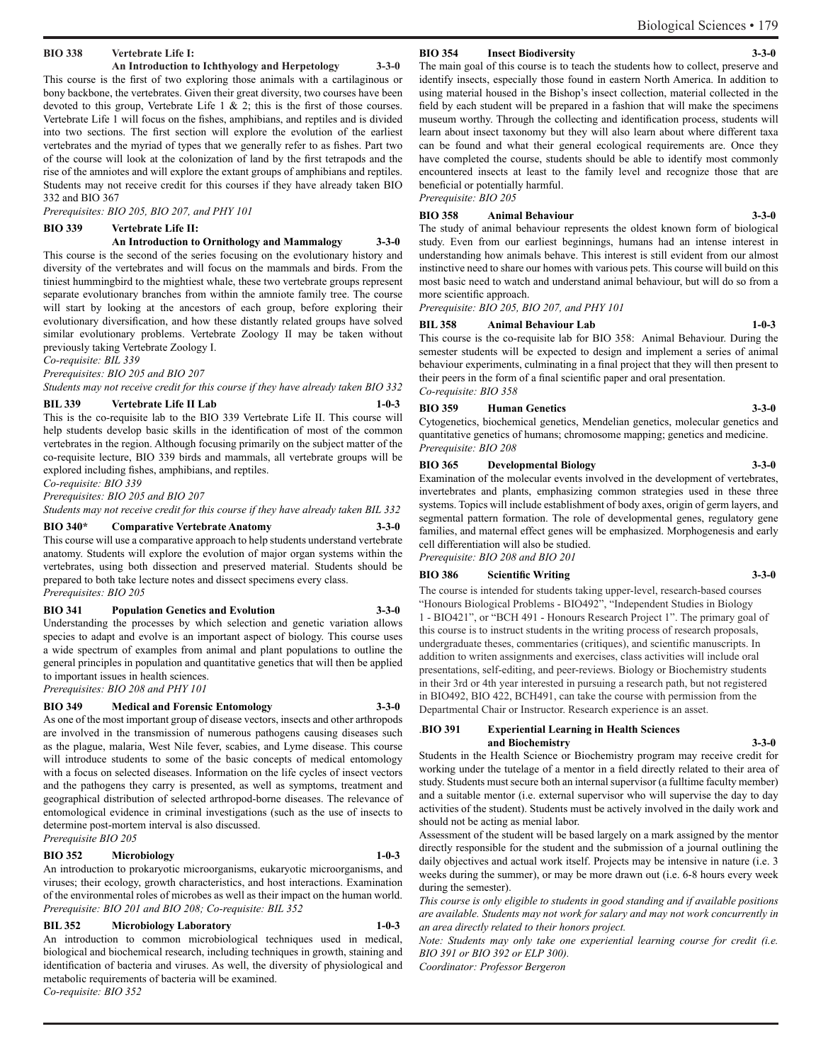**BIO 338 Vertebrate Life I: An Introduction to Ichthyology and Herpetology 3-3-0**

This course is the first of two exploring those animals with a cartilaginous or bony backbone, the vertebrates. Given their great diversity, two courses have been devoted to this group, Vertebrate Life 1 & 2; this is the first of those courses. Vertebrate Life 1 will focus on the fishes, amphibians, and reptiles and is divided into two sections. The first section will explore the evolution of the earliest vertebrates and the myriad of types that we generally refer to as fishes. Part two of the course will look at the colonization of land by the first tetrapods and the rise of the amniotes and will explore the extant groups of amphibians and reptiles. Students may not receive credit for this courses if they have already taken BIO 332 and BIO 367

*Prerequisites: BIO 205, BIO 207, and PHY 101*

**BIO 339 Vertebrate Life II: An Introduction to Ornithology and Mammalogy 3-3-0**

This course is the second of the series focusing on the evolutionary history and diversity of the vertebrates and will focus on the mammals and birds. From the tiniest hummingbird to the mightiest whale, these two vertebrate groups represent separate evolutionary branches from within the amniote family tree. The course will start by looking at the ancestors of each group, before exploring their evolutionary diversification, and how these distantly related groups have solved similar evolutionary problems. Vertebrate Zoology II may be taken without previously taking Vertebrate Zoology I.

*Co-requisite: BIL 339*

*Prerequisites: BIO 205 and BIO 207*

*Students may not receive credit for this course if they have already taken BIO 332*

**BIL 339 Vertebrate Life II Lab 1-0-3**

This is the co-requisite lab to the BIO 339 Vertebrate Life II. This course will help students develop basic skills in the identification of most of the common vertebrates in the region. Although focusing primarily on the subject matter of the co-requisite lecture, BIO 339 birds and mammals, all vertebrate groups will be explored including fishes, amphibians, and reptiles.

*Co-requisite: BIO 339*

*Prerequisites: BIO 205 and BIO 207*

*Students may not receive credit for this course if they have already taken BIL 332*

**BIO 340* Comparative Vertebrate Anatomy 3-3-0**

This course will use a comparative approach to help students understand vertebrate anatomy. Students will explore the evolution of major organ systems within the vertebrates, using both dissection and preserved material. Students should be prepared to both take lecture notes and dissect specimens every class.

*Prerequisites: BIO 205*

**BIO 341 Population Genetics and Evolution 3-3-0**

Understanding the processes by which selection and genetic variation allows species to adapt and evolve is an important aspect of biology. This course uses a wide spectrum of examples from animal and plant populations to outline the general principles in population and quantitative genetics that will then be applied to important issues in health sciences.

*Prerequisites: BIO 208 and PHY 101*

**BIO 349 Medical and Forensic Entomology 3-3-0**

As one of the most important group of disease vectors, insects and other arthropods are involved in the transmission of numerous pathogens causing diseases such as the plague, malaria, West Nile fever, scabies, and Lyme disease. This course will introduce students to some of the basic concepts of medical entomology with a focus on selected diseases. Information on the life cycles of insect vectors and the pathogens they carry is presented, as well as symptoms, treatment and geographical distribution of selected arthropod-borne diseases. The relevance of entomological evidence in criminal investigations (such as the use of insects to determine post-mortem interval is also discussed.

*Prerequisite BIO 205*

**BIO 352 Microbiology 1-0-3**

An introduction to prokaryotic microorganisms, eukaryotic microorganisms, and viruses; their ecology, growth characteristics, and host interactions. Examination of the environmental roles of microbes as well as their impact on the human world.

*Prerequisite: BIO 201 and BIO 208; Co-requisite: BIL 352*

**BIL 352 Microbiology Laboratory 1-0-3**

An introduction to common microbiological techniques used in medical, biological and biochemical research, including techniques in growth, staining and identification of bacteria and viruses. As well, the diversity of physiological and metabolic requirements of bacteria will be examined.

*Co-requisite: BIO 352*

**BIO 354 Insect Biodiversity 3-3-0**

The main goal of this course is to teach the students how to collect, preserve and identify insects, especially those found in eastern North America. In addition to using material housed in the Bishop's insect collection, material collected in the field by each student will be prepared in a fashion that will make the specimens museum worthy. Through the collecting and identification process, students will learn about insect taxonomy but they will also learn about where different taxa can be found and what their general ecological requirements are. Once they have completed the course, students should be able to identify most commonly encountered insects at least to the family level and recognize those that are beneficial or potentially harmful.

*Prerequisite: BIO 205*

**BIO 358 Animal Behaviour 3-3-0**

The study of animal behaviour represents the oldest known form of biological study. Even from our earliest beginnings, humans had an intense interest in understanding how animals behave. This interest is still evident from our almost instinctive need to share our homes with various pets. This course will build on this most basic need to watch and understand animal behaviour, but will do so from a more scientific approach.

*Prerequisite: BIO 205, BIO 207, and PHY 101*

**BIL 358 Animal Behaviour Lab 1-0-3**

This course is the co-requisite lab for BIO 358: Animal Behaviour. During the semester students will be expected to design and implement a series of animal behaviour experiments, culminating in a final project that they will then present to their peers in the form of a final scientific paper and oral presentation.

*Co-requisite: BIO 358*

**BIO 359 Human Genetics 3-3-0**

Cytogenetics, biochemical genetics, Mendelian genetics, molecular genetics and quantitative genetics of humans; chromosome mapping; genetics and medicine.

*Prerequisite: BIO 208*

**BIO 365 Developmental Biology 3-3-0**

Examination of the molecular events involved in the development of vertebrates, invertebrates and plants, emphasizing common strategies used in these three systems. Topics will include establishment of body axes, origin of germ layers, and segmental pattern formation. The role of developmental genes, regulatory gene families, and maternal effect genes will be emphasized. Morphogenesis and early cell differentiation will also be studied.

*Prerequisite: BIO 208 and BIO 201*

**BIO 386 Scientific Writing 3-3-0**

The course is intended for students taking upper-level, research-based courses "Honours Biological Problems - BIO492", "Independent Studies in Biology 1 - BIO421", or "BCH 491 - Honours Research Project 1". The primary goal of this course is to instruct students in the writing process of research proposals, undergraduate theses, commentaries (critiques), and scientific manuscripts. In addition to writen assignments and exercises, class activities will include oral presentations, self-editing, and peer-reviews. Biology or Biochemistry students in their 3rd or 4th year interested in pursuing a research path, but not registered in BIO492, BIO 422, BCH491, can take the course with permission from the Departmental Chair or Instructor. Research experience is an asset.

.**BIO 391 Experiential Learning in Health Sciences and Biochemistry 3-3-0**

Students in the Health Science or Biochemistry program may receive credit for working under the tutelage of a mentor in a field directly related to their area of study. Students must secure both an internal supervisor (a fulltime faculty member) and a suitable mentor (i.e. external supervisor who will supervise the day to day activities of the student). Students must be actively involved in the daily work and should not be acting as menial labor.

Assessment of the student will be based largely on a mark assigned by the mentor directly responsible for the student and the submission of a journal outlining the daily objectives and actual work itself. Projects may be intensive in nature (i.e. 3 weeks during the summer), or may be more drawn out (i.e. 6-8 hours every week during the semester).

*This course is only eligible to students in good standing and if available positions are available. Students may not work for salary and may not work concurrently in an area directly related to their honors project.*

*Note: Students may only take one experiential learning course for credit (i.e. BIO 391 or BIO 392 or ELP 300).*

*Coordinator: Professor Bergeron*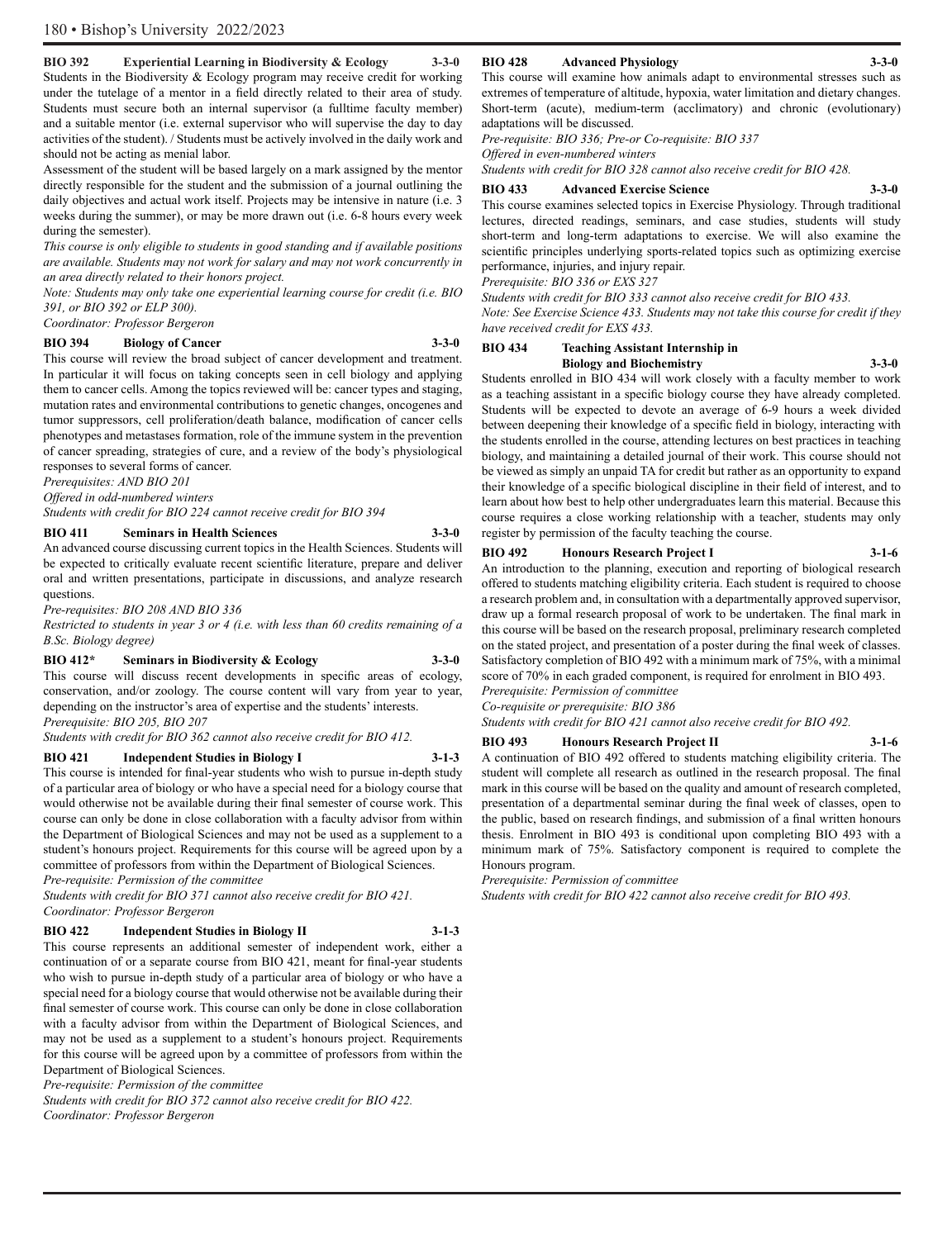**BIO 392 Experiential Learning in Biodiversity & Ecology 3-3-0**

Students in the Biodiversity & Ecology program may receive credit for working under the tutelage of a mentor in a field directly related to their area of study. Students must secure both an internal supervisor (a fulltime faculty member) and a suitable mentor (i.e. external supervisor who will supervise the day to day activities of the student). / Students must be actively involved in the daily work and should not be acting as menial labor.

Assessment of the student will be based largely on a mark assigned by the mentor directly responsible for the student and the submission of a journal outlining the daily objectives and actual work itself. Projects may be intensive in nature (i.e. 3 weeks during the summer), or may be more drawn out (i.e. 6-8 hours every week during the semester).

*This course is only eligible to students in good standing and if available positions are available. Students may not work for salary and may not work concurrently in an area directly related to their honors project.*

*Note: Students may only take one experiential learning course for credit (i.e. BIO 391, or BIO 392 or ELP 300).*

*Coordinator: Professor Bergeron*

**BIO 394 Biology of Cancer 3-3-0**

This course will review the broad subject of cancer development and treatment. In particular it will focus on taking concepts seen in cell biology and applying them to cancer cells. Among the topics reviewed will be: cancer types and staging, mutation rates and environmental contributions to genetic changes, oncogenes and tumor suppressors, cell proliferation/death balance, modification of cancer cells phenotypes and metastases formation, role of the immune system in the prevention of cancer spreading, strategies of cure, and a review of the body's physiological responses to several forms of cancer.

*Prerequisites: AND BIO 201*

*Offered in odd-numbered winters*

*Students with credit for BIO 224 cannot receive credit for BIO 394*

**BIO 411 Seminars in Health Sciences 3-3-0**

An advanced course discussing current topics in the Health Sciences. Students will be expected to critically evaluate recent scientific literature, prepare and deliver oral and written presentations, participate in discussions, and analyze research questions.

*Pre-requisites: BIO 208 AND BIO 336*

*Restricted to students in year 3 or 4 (i.e. with less than 60 credits remaining of a B.Sc. Biology degree)*

**BIO 412* Seminars in Biodiversity & Ecology 3-3-0**

This course will discuss recent developments in specific areas of ecology, conservation, and/or zoology. The course content will vary from year to year, depending on the instructor's area of expertise and the students' interests.

*Prerequisite: BIO 205, BIO 207*

*Students with credit for BIO 362 cannot also receive credit for BIO 412.*

**BIO 421 Independent Studies in Biology I 3-1-3**

This course is intended for final-year students who wish to pursue in-depth study of a particular area of biology or who have a special need for a biology course that would otherwise not be available during their final semester of course work. This course can only be done in close collaboration with a faculty advisor from within the Department of Biological Sciences and may not be used as a supplement to a student's honours project. Requirements for this course will be agreed upon by a committee of professors from within the Department of Biological Sciences.

*Pre-requisite: Permission of the committee*

*Students with credit for BIO 371 cannot also receive credit for BIO 421.*

*Coordinator: Professor Bergeron*

**BIO 422 Independent Studies in Biology II 3-1-3**

This course represents an additional semester of independent work, either a continuation of or a separate course from BIO 421, meant for final-year students who wish to pursue in-depth study of a particular area of biology or who have a special need for a biology course that would otherwise not be available during their final semester of course work. This course can only be done in close collaboration with a faculty advisor from within the Department of Biological Sciences, and may not be used as a supplement to a student's honours project. Requirements for this course will be agreed upon by a committee of professors from within the Department of Biological Sciences.

*Pre-requisite: Permission of the committee*

*Students with credit for BIO 372 cannot also receive credit for BIO 422.*

*Coordinator: Professor Bergeron*

**BIO 428 Advanced Physiology 3-3-0**

This course will examine how animals adapt to environmental stresses such as extremes of temperature of altitude, hypoxia, water limitation and dietary changes. Short-term (acute), medium-term (acclimatory) and chronic (evolutionary) adaptations will be discussed.

*Pre-requisite: BIO 336; Pre-or Co-requisite: BIO 337*

*Offered in even-numbered winters*

*Students with credit for BIO 328 cannot also receive credit for BIO 428.*

**BIO 433 Advanced Exercise Science 3-3-0**

This course examines selected topics in Exercise Physiology. Through traditional lectures, directed readings, seminars, and case studies, students will study short-term and long-term adaptations to exercise. We will also examine the scientific principles underlying sports-related topics such as optimizing exercise performance, injuries, and injury repair.

*Prerequisite: BIO 336 or EXS 327*

*Students with credit for BIO 333 cannot also receive credit for BIO 433.*

*Note: See Exercise Science 433. Students may not take this course for credit if they have received credit for EXS 433.*

**BIO 434 Teaching Assistant Internship in Biology and Biochemistry 3-3-0**

Students enrolled in BIO 434 will work closely with a faculty member to work as a teaching assistant in a specific biology course they have already completed. Students will be expected to devote an average of 6-9 hours a week divided between deepening their knowledge of a specific field in biology, interacting with the students enrolled in the course, attending lectures on best practices in teaching biology, and maintaining a detailed journal of their work. This course should not be viewed as simply an unpaid TA for credit but rather as an opportunity to expand their knowledge of a specific biological discipline in their field of interest, and to learn about how best to help other undergraduates learn this material. Because this course requires a close working relationship with a teacher, students may only register by permission of the faculty teaching the course.

**BIO 492 Honours Research Project I 3-1-6**

An introduction to the planning, execution and reporting of biological research offered to students matching eligibility criteria. Each student is required to choose a research problem and, in consultation with a departmentally approved supervisor, draw up a formal research proposal of work to be undertaken. The final mark in this course will be based on the research proposal, preliminary research completed on the stated project, and presentation of a poster during the final week of classes. Satisfactory completion of BIO 492 with a minimum mark of 75%, with a minimal score of 70% in each graded component, is required for enrolment in BIO 493.

*Prerequisite: Permission of committee*

*Co-requisite or prerequisite: BIO 386*

*Students with credit for BIO 421 cannot also receive credit for BIO 492.*

**BIO 493 Honours Research Project II 3-1-6**

A continuation of BIO 492 offered to students matching eligibility criteria. The student will complete all research as outlined in the research proposal. The final mark in this course will be based on the quality and amount of research completed, presentation of a departmental seminar during the final week of classes, open to the public, based on research findings, and submission of a final written honours thesis. Enrolment in BIO 493 is conditional upon completing BIO 493 with a minimum mark of 75%. Satisfactory component is required to complete the Honours program.

*Prerequisite: Permission of committee*

*Students with credit for BIO 422 cannot also receive credit for BIO 493.*